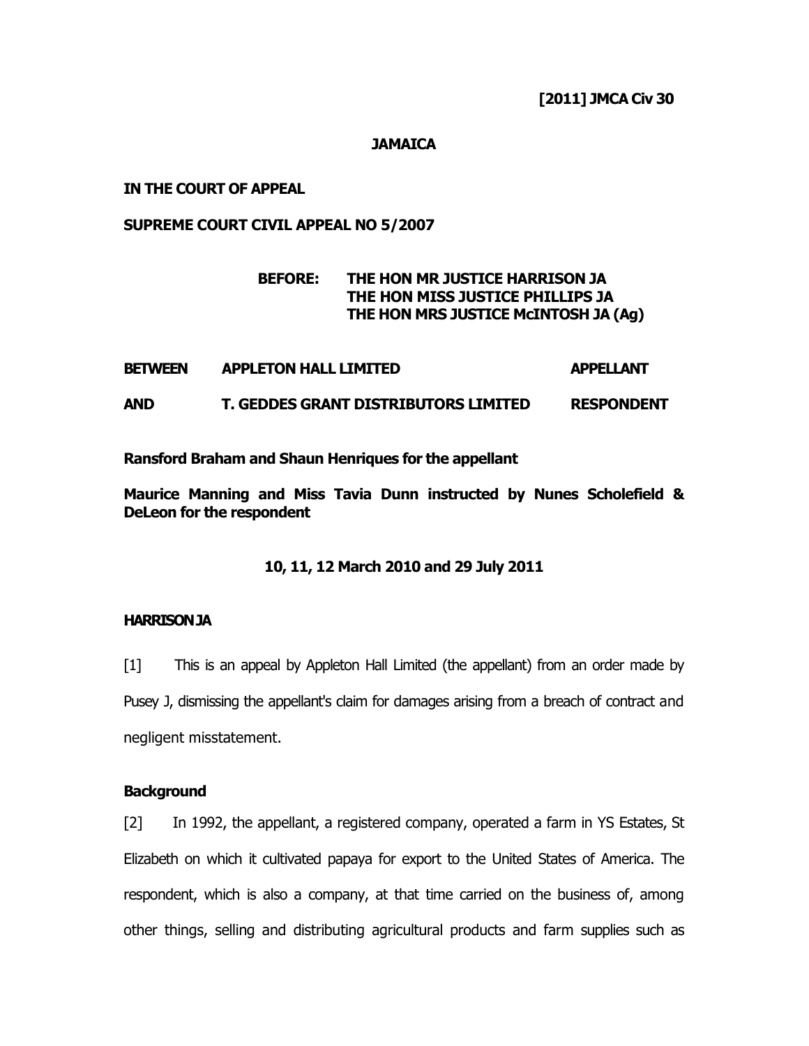**[2011] JMCA Civ 30**

**JAMAICA**

**IN THE COURT OF APPEAL**

**SUPREME COURT CIVIL APPEAL NO 5/2007**

**BEFORE: THE HON MR JUSTICE HARRISON JA**
**THE HON MISS JUSTICE PHILLIPS JA**
**THE HON MRS JUSTICE McINTOSH JA (Ag)**

| | | |
|---|---|---|
| **BETWEEN** | **APPLETON HALL LIMITED** | **APPELLANT** |
| **AND** | **T. GEDDES GRANT DISTRIBUTORS LIMITED** | **RESPONDENT** |

**Ransford Braham and Shaun Henriques for the appellant**

**Maurice Manning and Miss Tavia Dunn instructed by Nunes Scholefield & DeLeon for the respondent**

**10, 11, 12 March 2010 and 29 July 2011**

**HARRISON JA**

[1] This is an appeal by Appleton Hall Limited (the appellant) from an order made by Pusey J, dismissing the appellant's claim for damages arising from a breach of contract and negligent misstatement.

**Background**

[2] In 1992, the appellant, a registered company, operated a farm in YS Estates, St Elizabeth on which it cultivated papaya for export to the United States of America. The respondent, which is also a company, at that time carried on the business of, among other things, selling and distributing agricultural products and farm supplies such as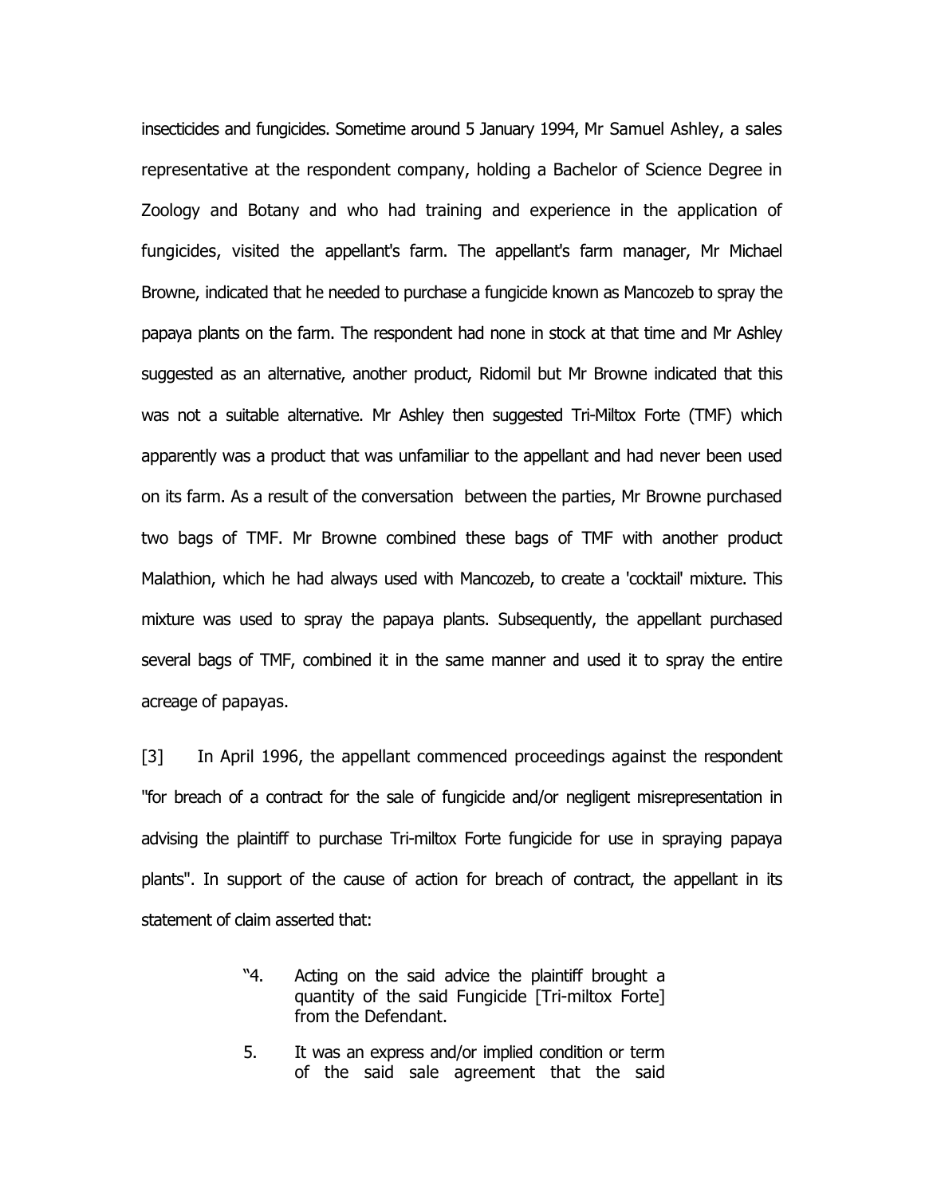insecticides and fungicides. Sometime around 5 January 1994, Mr Samuel Ashley, a sales representative at the respondent company, holding a Bachelor of Science Degree in Zoology and Botany and who had training and experience in the application of fungicides, visited the appellant's farm. The appellant's farm manager, Mr Michael Browne, indicated that he needed to purchase a fungicide known as Mancozeb to spray the papaya plants on the farm. The respondent had none in stock at that time and Mr Ashley suggested as an alternative, another product, Ridomil but Mr Browne indicated that this was not a suitable alternative. Mr Ashley then suggested Tri-Miltox Forte (TMF) which apparently was a product that was unfamiliar to the appellant and had never been used on its farm. As a result of the conversation between the parties, Mr Browne purchased two bags of TMF. Mr Browne combined these bags of TMF with another product Malathion, which he had always used with Mancozeb, to create a 'cocktail' mixture. This mixture was used to spray the papaya plants. Subsequently, the appellant purchased several bags of TMF, combined it in the same manner and used it to spray the entire acreage of papayas.

[3] In April 1996, the appellant commenced proceedings against the respondent "for breach of a contract for the sale of fungicide and/or negligent misrepresentation in advising the plaintiff to purchase Tri-miltox Forte fungicide for use in spraying papaya plants". In support of the cause of action for breach of contract, the appellant in its statement of claim asserted that:

> "4. Acting on the said advice the plaintiff brought a quantity of the said Fungicide [Tri-miltox Forte] from the Defendant.
>
> 5. It was an express and/or implied condition or term of the said sale agreement that the said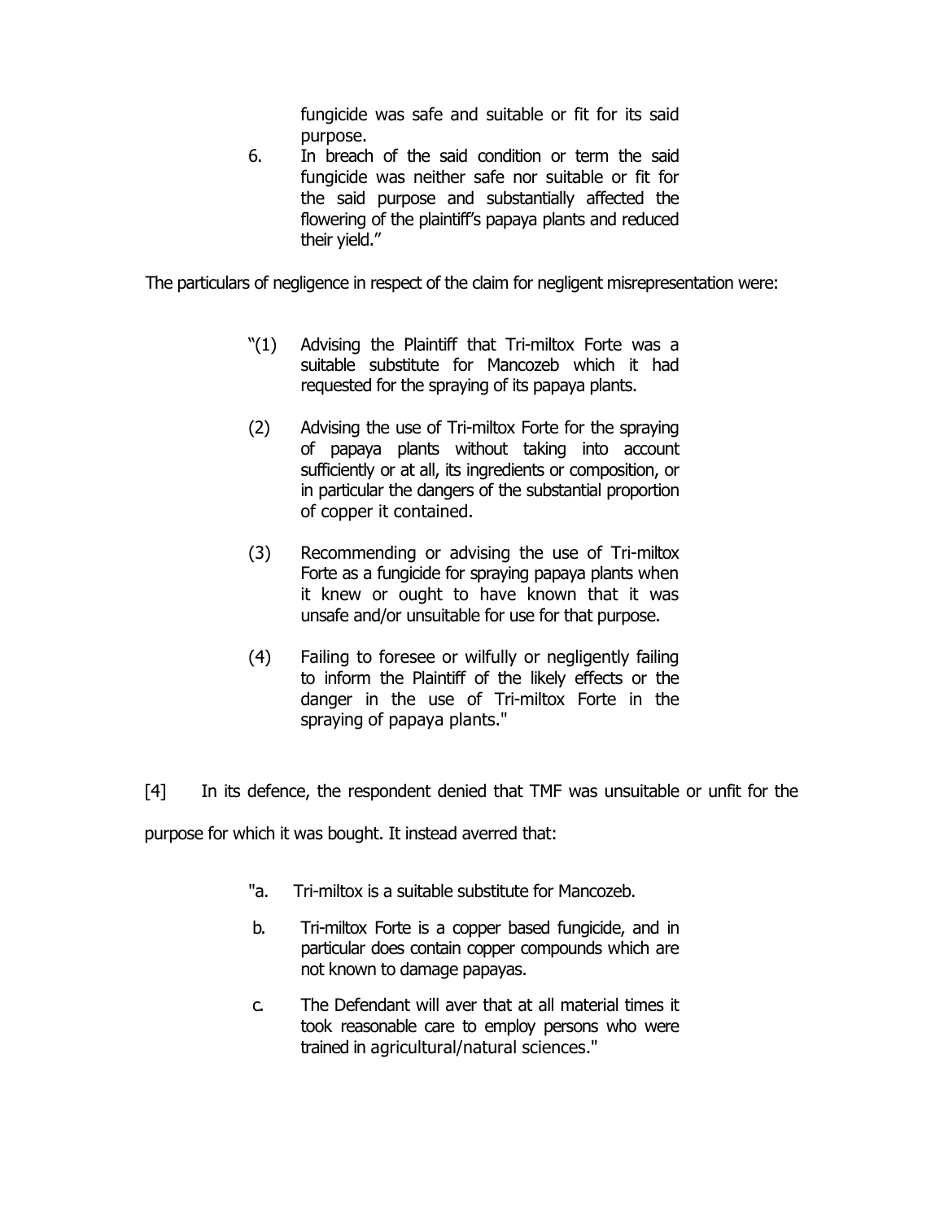fungicide was safe and suitable or fit for its said purpose.

6. In breach of the said condition or term the said fungicide was neither safe nor suitable or fit for the said purpose and substantially affected the flowering of the plaintiff's papaya plants and reduced their yield."

The particulars of negligence in respect of the claim for negligent misrepresentation were:

> "(1) Advising the Plaintiff that Tri-miltox Forte was a suitable substitute for Mancozeb which it had requested for the spraying of its papaya plants.
>
> (2) Advising the use of Tri-miltox Forte for the spraying of papaya plants without taking into account sufficiently or at all, its ingredients or composition, or in particular the dangers of the substantial proportion of copper it contained.
>
> (3) Recommending or advising the use of Tri-miltox Forte as a fungicide for spraying papaya plants when it knew or ought to have known that it was unsafe and/or unsuitable for use for that purpose.
>
> (4) Failing to foresee or wilfully or negligently failing to inform the Plaintiff of the likely effects or the danger in the use of Tri-miltox Forte in the spraying of papaya plants."

[4] In its defence, the respondent denied that TMF was unsuitable or unfit for the purpose for which it was bought. It instead averred that:

> "a. Tri-miltox is a suitable substitute for Mancozeb.
>
> b. Tri-miltox Forte is a copper based fungicide, and in particular does contain copper compounds which are not known to damage papayas.
>
> c. The Defendant will aver that at all material times it took reasonable care to employ persons who were trained in agricultural/natural sciences."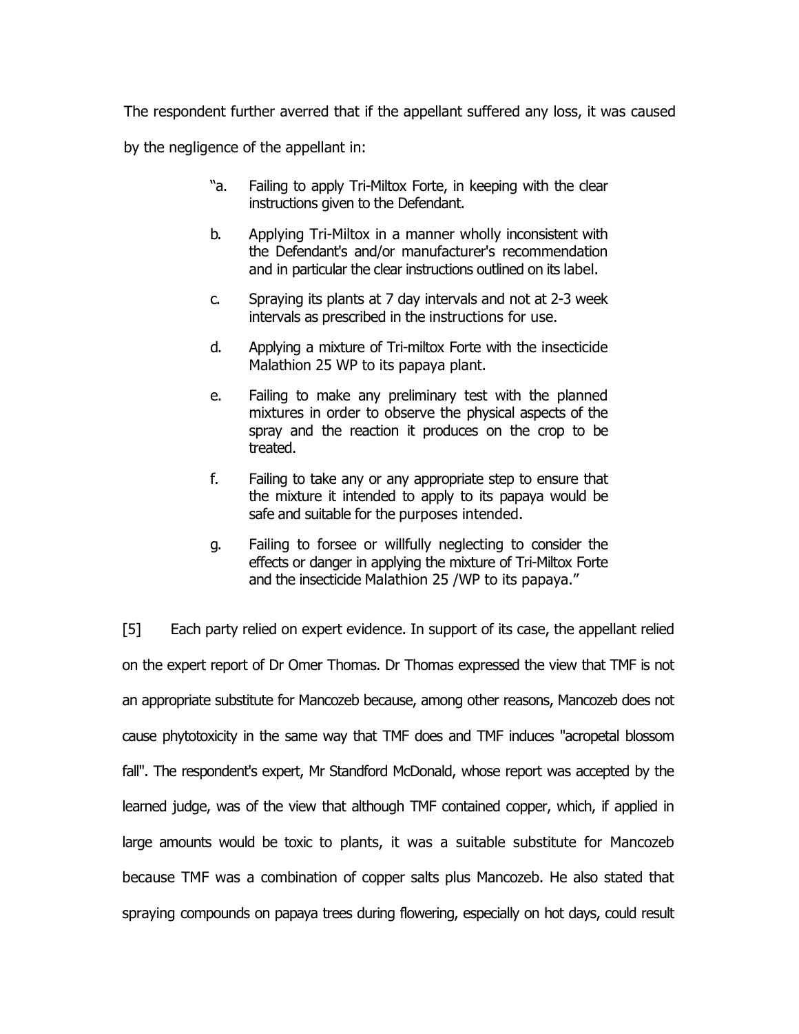The respondent further averred that if the appellant suffered any loss, it was caused by the negligence of the appellant in:

> "a. Failing to apply Tri-Miltox Forte, in keeping with the clear instructions given to the Defendant.
>
> b. Applying Tri-Miltox in a manner wholly inconsistent with the Defendant's and/or manufacturer's recommendation and in particular the clear instructions outlined on its label.
>
> c. Spraying its plants at 7 day intervals and not at 2-3 week intervals as prescribed in the instructions for use.
>
> d. Applying a mixture of Tri-miltox Forte with the insecticide Malathion 25 WP to its papaya plant.
>
> e. Failing to make any preliminary test with the planned mixtures in order to observe the physical aspects of the spray and the reaction it produces on the crop to be treated.
>
> f. Failing to take any or any appropriate step to ensure that the mixture it intended to apply to its papaya would be safe and suitable for the purposes intended.
>
> g. Failing to forsee or willfully neglecting to consider the effects or danger in applying the mixture of Tri-Miltox Forte and the insecticide Malathion 25 /WP to its papaya."

[5] Each party relied on expert evidence. In support of its case, the appellant relied on the expert report of Dr Omer Thomas. Dr Thomas expressed the view that TMF is not an appropriate substitute for Mancozeb because, among other reasons, Mancozeb does not cause phytotoxicity in the same way that TMF does and TMF induces "acropetal blossom fall". The respondent's expert, Mr Standford McDonald, whose report was accepted by the learned judge, was of the view that although TMF contained copper, which, if applied in large amounts would be toxic to plants, it was a suitable substitute for Mancozeb because TMF was a combination of copper salts plus Mancozeb. He also stated that spraying compounds on papaya trees during flowering, especially on hot days, could result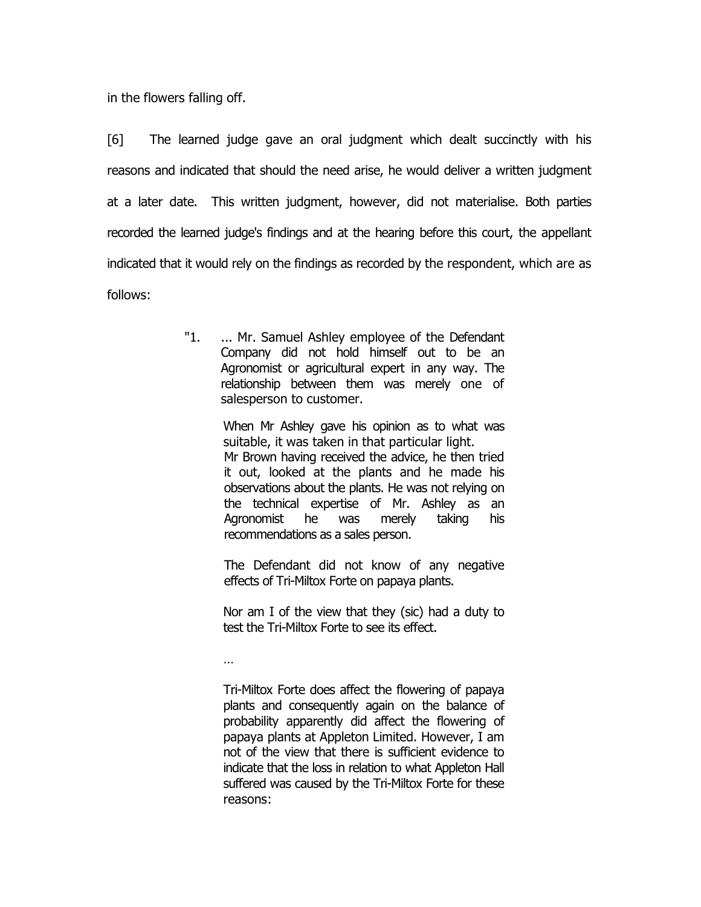in the flowers falling off.

[6] The learned judge gave an oral judgment which dealt succinctly with his reasons and indicated that should the need arise, he would deliver a written judgment at a later date. This written judgment, however, did not materialise. Both parties recorded the learned judge's findings and at the hearing before this court, the appellant indicated that it would rely on the findings as recorded by the respondent, which are as follows:

> "1. ... Mr. Samuel Ashley employee of the Defendant Company did not hold himself out to be an Agronomist or agricultural expert in any way. The relationship between them was merely one of salesperson to customer.
>
> When Mr Ashley gave his opinion as to what was suitable, it was taken in that particular light. Mr Brown having received the advice, he then tried it out, looked at the plants and he made his observations about the plants. He was not relying on the technical expertise of Mr. Ashley as an Agronomist he was merely taking his recommendations as a sales person.
>
> The Defendant did not know of any negative effects of Tri-Miltox Forte on papaya plants.
>
> Nor am I of the view that they (sic) had a duty to test the Tri-Miltox Forte to see its effect.
>
> …
>
> Tri-Miltox Forte does affect the flowering of papaya plants and consequently again on the balance of probability apparently did affect the flowering of papaya plants at Appleton Limited. However, I am not of the view that there is sufficient evidence to indicate that the loss in relation to what Appleton Hall suffered was caused by the Tri-Miltox Forte for these reasons: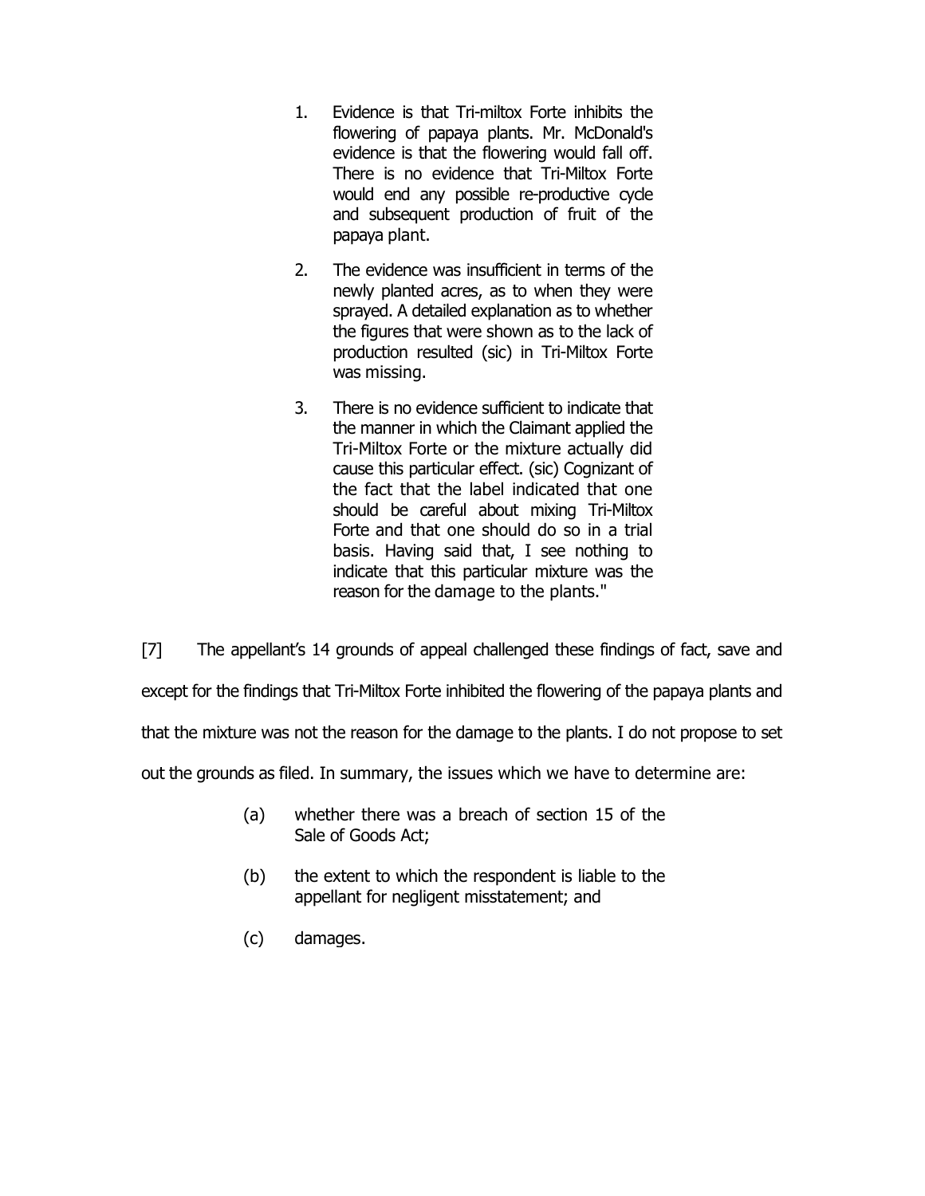> 1. Evidence is that Tri-miltox Forte inhibits the flowering of papaya plants. Mr. McDonald's evidence is that the flowering would fall off. There is no evidence that Tri-Miltox Forte would end any possible re-productive cycle and subsequent production of fruit of the papaya plant.
>
> 2. The evidence was insufficient in terms of the newly planted acres, as to when they were sprayed. A detailed explanation as to whether the figures that were shown as to the lack of production resulted (sic) in Tri-Miltox Forte was missing.
>
> 3. There is no evidence sufficient to indicate that the manner in which the Claimant applied the Tri-Miltox Forte or the mixture actually did cause this particular effect. (sic) Cognizant of the fact that the label indicated that one should be careful about mixing Tri-Miltox Forte and that one should do so in a trial basis. Having said that, I see nothing to indicate that this particular mixture was the reason for the damage to the plants."

[7] The appellant's 14 grounds of appeal challenged these findings of fact, save and except for the findings that Tri-Miltox Forte inhibited the flowering of the papaya plants and that the mixture was not the reason for the damage to the plants. I do not propose to set out the grounds as filed. In summary, the issues which we have to determine are:

> (a) whether there was a breach of section 15 of the Sale of Goods Act;
>
> (b) the extent to which the respondent is liable to the appellant for negligent misstatement; and
>
> (c) damages.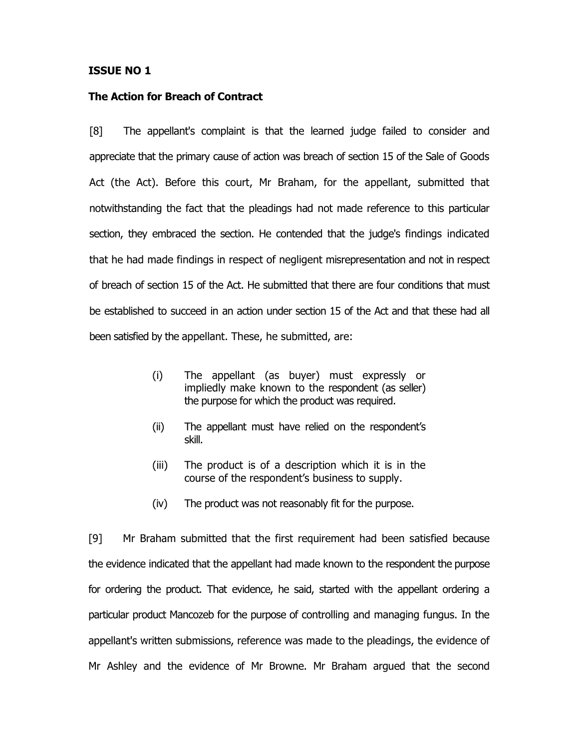**ISSUE NO 1**

**The Action for Breach of Contract**

[8] The appellant's complaint is that the learned judge failed to consider and appreciate that the primary cause of action was breach of section 15 of the Sale of Goods Act (the Act). Before this court, Mr Braham, for the appellant, submitted that notwithstanding the fact that the pleadings had not made reference to this particular section, they embraced the section. He contended that the judge's findings indicated that he had made findings in respect of negligent misrepresentation and not in respect of breach of section 15 of the Act. He submitted that there are four conditions that must be established to succeed in an action under section 15 of the Act and that these had all been satisfied by the appellant. These, he submitted, are:

> (i) The appellant (as buyer) must expressly or impliedly make known to the respondent (as seller) the purpose for which the product was required.
>
> (ii) The appellant must have relied on the respondent's skill.
>
> (iii) The product is of a description which it is in the course of the respondent's business to supply.
>
> (iv) The product was not reasonably fit for the purpose.

[9] Mr Braham submitted that the first requirement had been satisfied because the evidence indicated that the appellant had made known to the respondent the purpose for ordering the product. That evidence, he said, started with the appellant ordering a particular product Mancozeb for the purpose of controlling and managing fungus. In the appellant's written submissions, reference was made to the pleadings, the evidence of Mr Ashley and the evidence of Mr Browne. Mr Braham argued that the second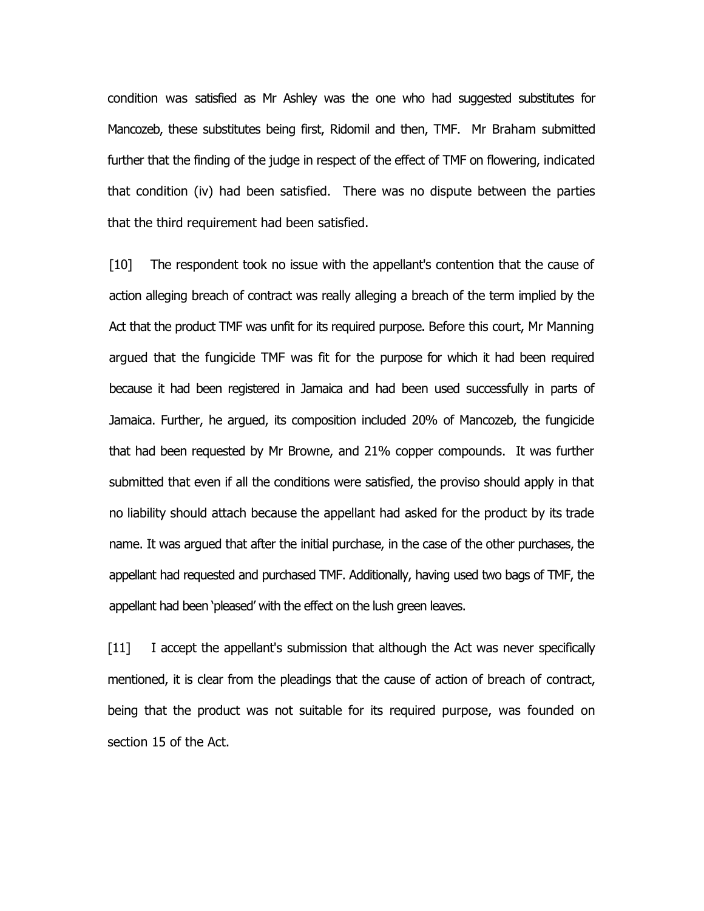condition was satisfied as Mr Ashley was the one who had suggested substitutes for Mancozeb, these substitutes being first, Ridomil and then, TMF. Mr Braham submitted further that the finding of the judge in respect of the effect of TMF on flowering, indicated that condition (iv) had been satisfied. There was no dispute between the parties that the third requirement had been satisfied.

[10] The respondent took no issue with the appellant's contention that the cause of action alleging breach of contract was really alleging a breach of the term implied by the Act that the product TMF was unfit for its required purpose. Before this court, Mr Manning argued that the fungicide TMF was fit for the purpose for which it had been required because it had been registered in Jamaica and had been used successfully in parts of Jamaica. Further, he argued, its composition included 20% of Mancozeb, the fungicide that had been requested by Mr Browne, and 21% copper compounds. It was further submitted that even if all the conditions were satisfied, the proviso should apply in that no liability should attach because the appellant had asked for the product by its trade name. It was argued that after the initial purchase, in the case of the other purchases, the appellant had requested and purchased TMF. Additionally, having used two bags of TMF, the appellant had been 'pleased' with the effect on the lush green leaves.

[11] I accept the appellant's submission that although the Act was never specifically mentioned, it is clear from the pleadings that the cause of action of breach of contract, being that the product was not suitable for its required purpose, was founded on section 15 of the Act.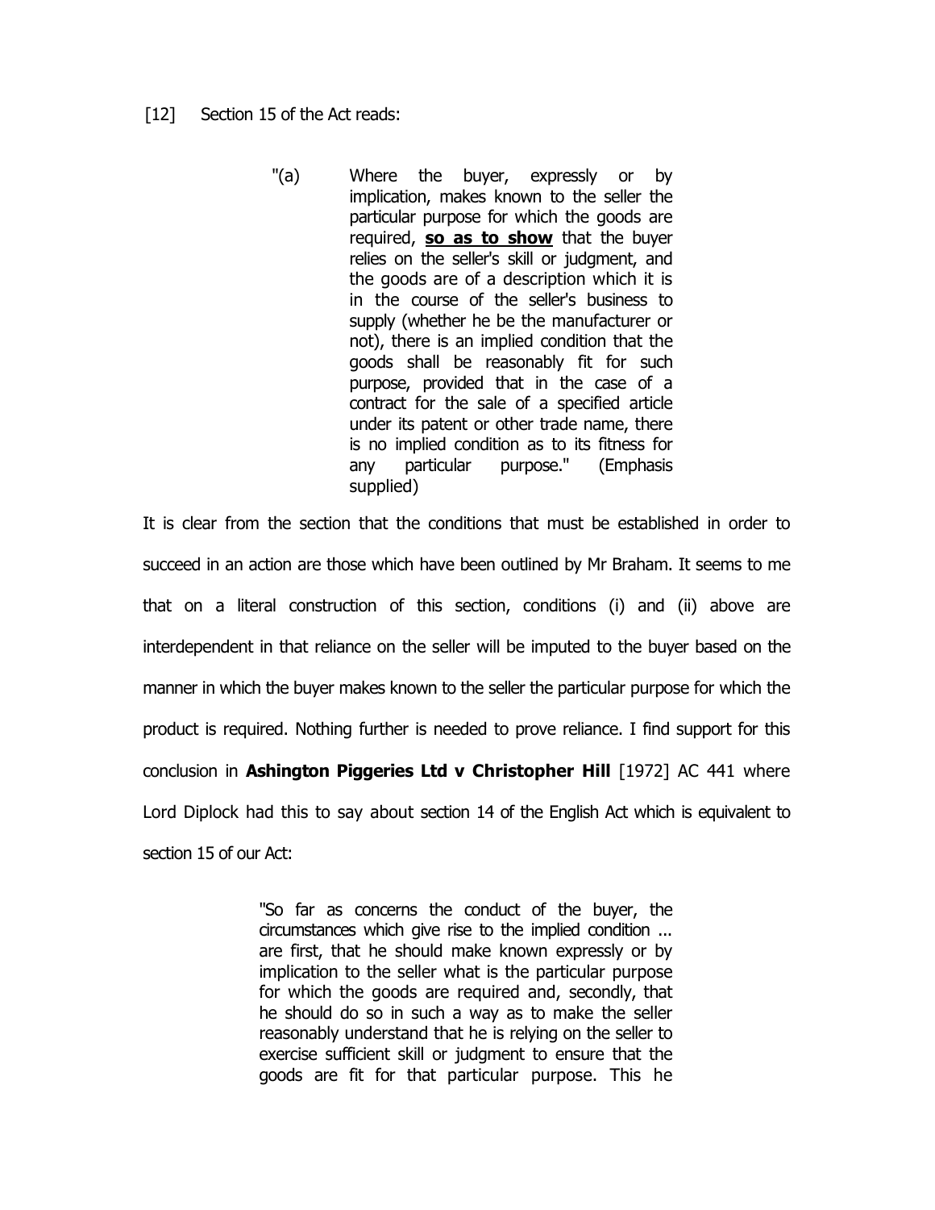[12] Section 15 of the Act reads:

> "(a) Where the buyer, expressly or by implication, makes known to the seller the particular purpose for which the goods are required, <u>**so as to show**</u> that the buyer relies on the seller's skill or judgment, and the goods are of a description which it is in the course of the seller's business to supply (whether he be the manufacturer or not), there is an implied condition that the goods shall be reasonably fit for such purpose, provided that in the case of a contract for the sale of a specified article under its patent or other trade name, there is no implied condition as to its fitness for any particular purpose." (Emphasis supplied)

It is clear from the section that the conditions that must be established in order to succeed in an action are those which have been outlined by Mr Braham. It seems to me that on a literal construction of this section, conditions (i) and (ii) above are interdependent in that reliance on the seller will be imputed to the buyer based on the manner in which the buyer makes known to the seller the particular purpose for which the product is required. Nothing further is needed to prove reliance. I find support for this conclusion in **Ashington Piggeries Ltd v Christopher Hill** [1972] AC 441 where Lord Diplock had this to say about section 14 of the English Act which is equivalent to section 15 of our Act:

> "So far as concerns the conduct of the buyer, the circumstances which give rise to the implied condition ... are first, that he should make known expressly or by implication to the seller what is the particular purpose for which the goods are required and, secondly, that he should do so in such a way as to make the seller reasonably understand that he is relying on the seller to exercise sufficient skill or judgment to ensure that the goods are fit for that particular purpose. This he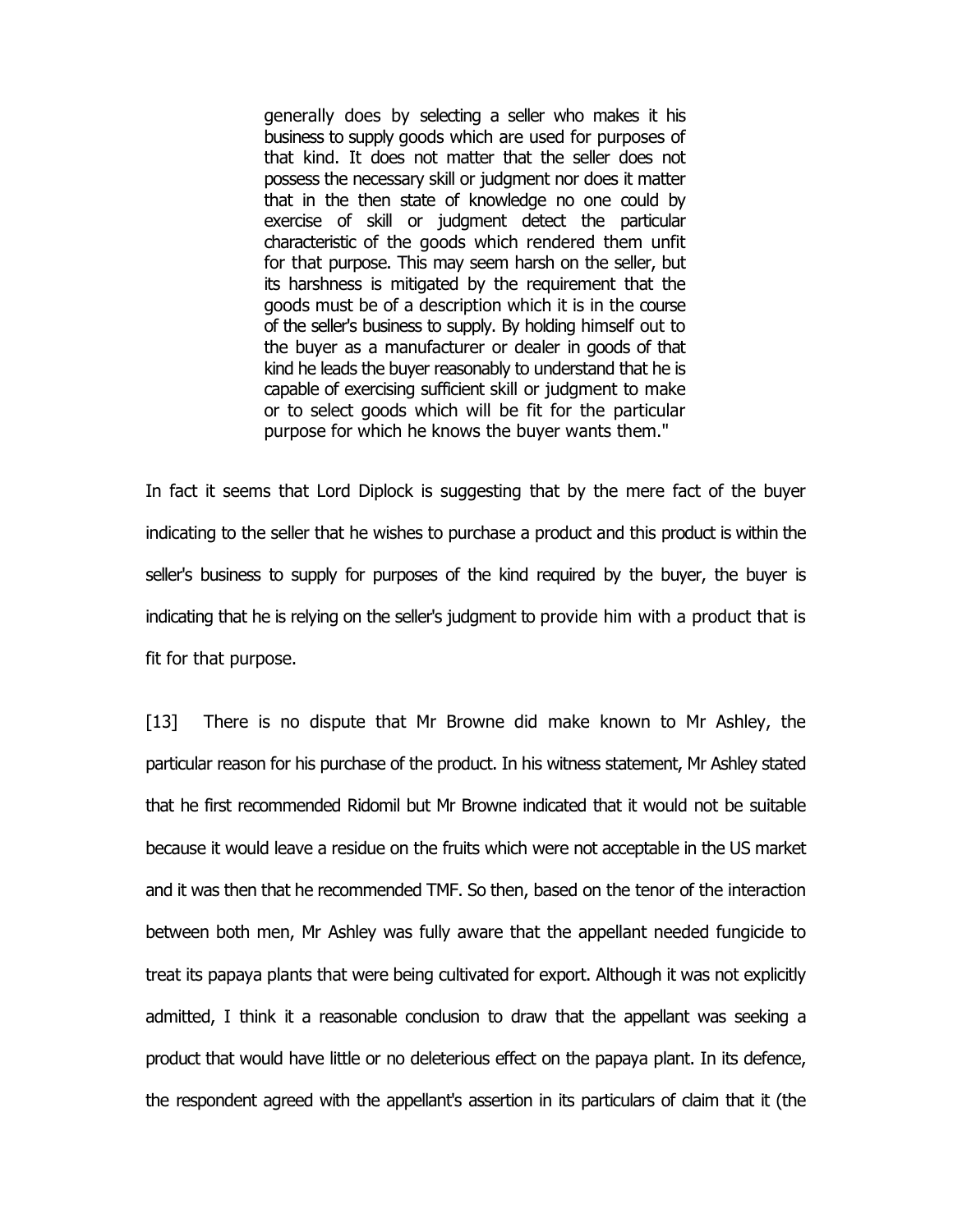> generally does by selecting a seller who makes it his business to supply goods which are used for purposes of that kind. It does not matter that the seller does not possess the necessary skill or judgment nor does it matter that in the then state of knowledge no one could by exercise of skill or judgment detect the particular characteristic of the goods which rendered them unfit for that purpose. This may seem harsh on the seller, but its harshness is mitigated by the requirement that the goods must be of a description which it is in the course of the seller's business to supply. By holding himself out to the buyer as a manufacturer or dealer in goods of that kind he leads the buyer reasonably to understand that he is capable of exercising sufficient skill or judgment to make or to select goods which will be fit for the particular purpose for which he knows the buyer wants them."

In fact it seems that Lord Diplock is suggesting that by the mere fact of the buyer indicating to the seller that he wishes to purchase a product and this product is within the seller's business to supply for purposes of the kind required by the buyer, the buyer is indicating that he is relying on the seller's judgment to provide him with a product that is fit for that purpose.

[13] There is no dispute that Mr Browne did make known to Mr Ashley, the particular reason for his purchase of the product. In his witness statement, Mr Ashley stated that he first recommended Ridomil but Mr Browne indicated that it would not be suitable because it would leave a residue on the fruits which were not acceptable in the US market and it was then that he recommended TMF. So then, based on the tenor of the interaction between both men, Mr Ashley was fully aware that the appellant needed fungicide to treat its papaya plants that were being cultivated for export. Although it was not explicitly admitted, I think it a reasonable conclusion to draw that the appellant was seeking a product that would have little or no deleterious effect on the papaya plant. In its defence, the respondent agreed with the appellant's assertion in its particulars of claim that it (the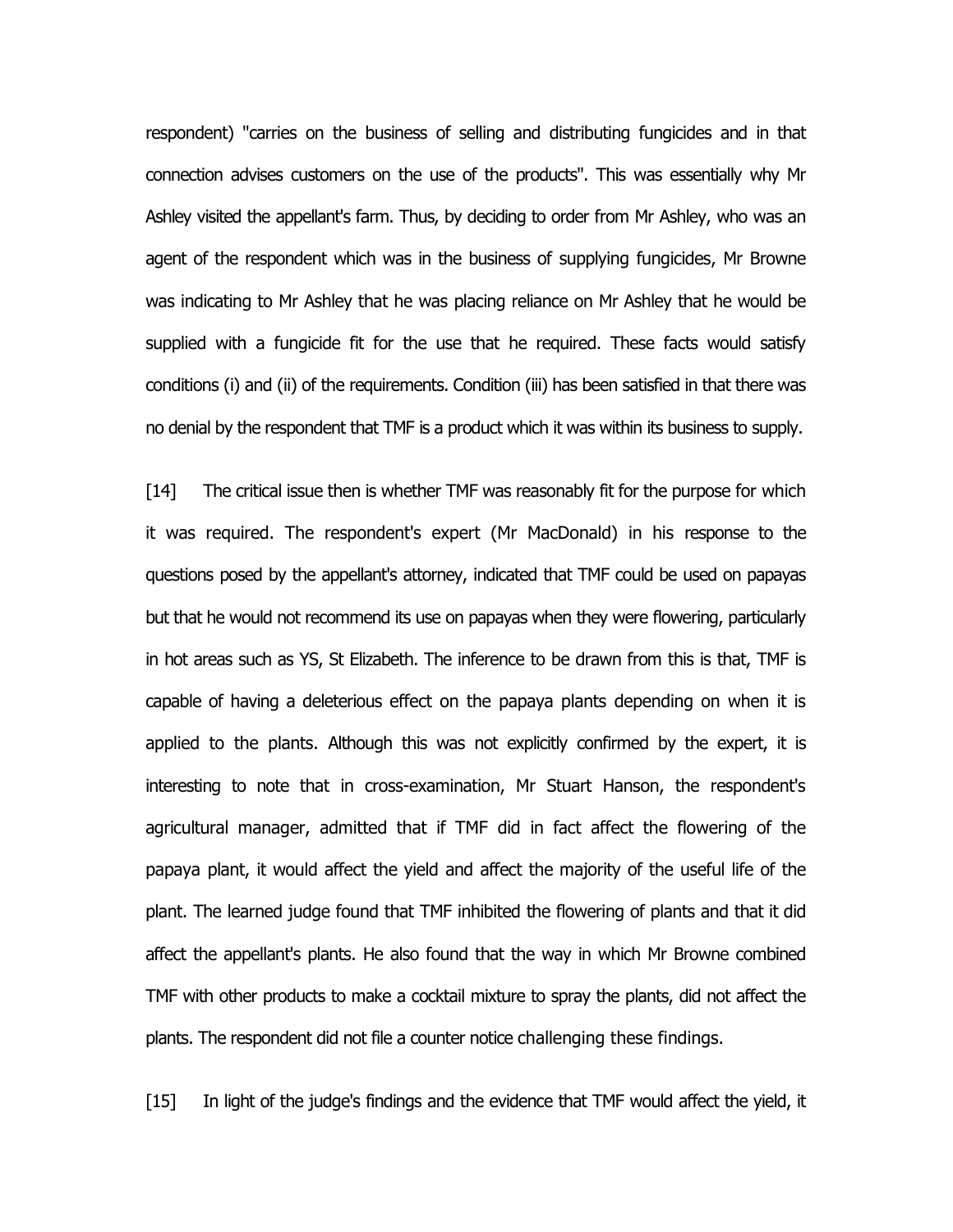respondent) "carries on the business of selling and distributing fungicides and in that connection advises customers on the use of the products". This was essentially why Mr Ashley visited the appellant's farm. Thus, by deciding to order from Mr Ashley, who was an agent of the respondent which was in the business of supplying fungicides, Mr Browne was indicating to Mr Ashley that he was placing reliance on Mr Ashley that he would be supplied with a fungicide fit for the use that he required. These facts would satisfy conditions (i) and (ii) of the requirements. Condition (iii) has been satisfied in that there was no denial by the respondent that TMF is a product which it was within its business to supply.

[14] The critical issue then is whether TMF was reasonably fit for the purpose for which it was required. The respondent's expert (Mr MacDonald) in his response to the questions posed by the appellant's attorney, indicated that TMF could be used on papayas but that he would not recommend its use on papayas when they were flowering, particularly in hot areas such as YS, St Elizabeth. The inference to be drawn from this is that, TMF is capable of having a deleterious effect on the papaya plants depending on when it is applied to the plants. Although this was not explicitly confirmed by the expert, it is interesting to note that in cross-examination, Mr Stuart Hanson, the respondent's agricultural manager, admitted that if TMF did in fact affect the flowering of the papaya plant, it would affect the yield and affect the majority of the useful life of the plant. The learned judge found that TMF inhibited the flowering of plants and that it did affect the appellant's plants. He also found that the way in which Mr Browne combined TMF with other products to make a cocktail mixture to spray the plants, did not affect the plants. The respondent did not file a counter notice challenging these findings.

[15] In light of the judge's findings and the evidence that TMF would affect the yield, it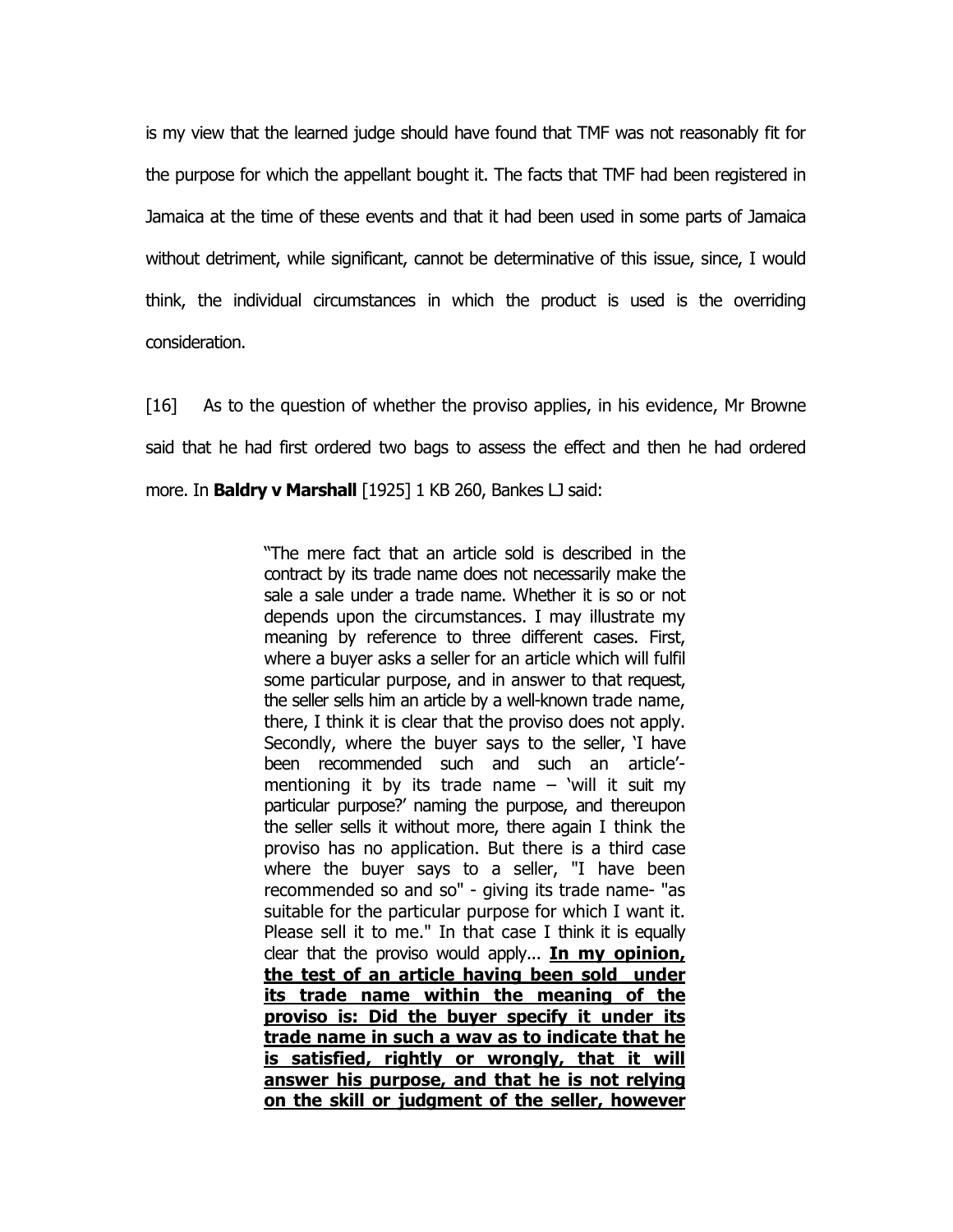is my view that the learned judge should have found that TMF was not reasonably fit for the purpose for which the appellant bought it. The facts that TMF had been registered in Jamaica at the time of these events and that it had been used in some parts of Jamaica without detriment, while significant, cannot be determinative of this issue, since, I would think, the individual circumstances in which the product is used is the overriding consideration.

[16] As to the question of whether the proviso applies, in his evidence, Mr Browne said that he had first ordered two bags to assess the effect and then he had ordered more. In **Baldry v Marshall** [1925] 1 KB 260, Bankes LJ said:

> "The mere fact that an article sold is described in the contract by its trade name does not necessarily make the sale a sale under a trade name. Whether it is so or not depends upon the circumstances. I may illustrate my meaning by reference to three different cases. First, where a buyer asks a seller for an article which will fulfil some particular purpose, and in answer to that request, the seller sells him an article by a well-known trade name, there, I think it is clear that the proviso does not apply. Secondly, where the buyer says to the seller, 'I have been recommended such and such an article'- mentioning it by its trade name – 'will it suit my particular purpose?' naming the purpose, and thereupon the seller sells it without more, there again I think the proviso has no application. But there is a third case where the buyer says to a seller, "I have been recommended so and so" - giving its trade name- "as suitable for the particular purpose for which I want it. Please sell it to me." In that case I think it is equally clear that the proviso would apply... **In my opinion, the test of an article having been sold under its trade name within the meaning of the proviso is: Did the buyer specify it under its trade name in such a way as to indicate that he is satisfied, rightly or wrongly, that it will answer his purpose, and that he is not relying on the skill or judgment of the seller, however**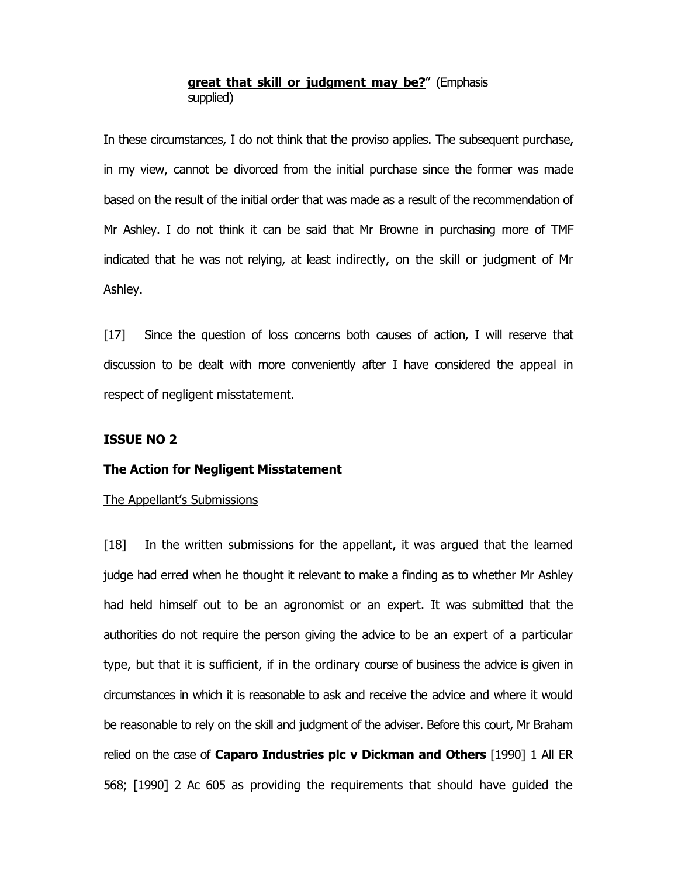> ***great that skill or judgment may be?***" (Emphasis supplied)

In these circumstances, I do not think that the proviso applies. The subsequent purchase, in my view, cannot be divorced from the initial purchase since the former was made based on the result of the initial order that was made as a result of the recommendation of Mr Ashley. I do not think it can be said that Mr Browne in purchasing more of TMF indicated that he was not relying, at least indirectly, on the skill or judgment of Mr Ashley.

[17] Since the question of loss concerns both causes of action, I will reserve that discussion to be dealt with more conveniently after I have considered the appeal in respect of negligent misstatement.

**ISSUE NO 2**

**The Action for Negligent Misstatement**

The Appellant's Submissions

[18] In the written submissions for the appellant, it was argued that the learned judge had erred when he thought it relevant to make a finding as to whether Mr Ashley had held himself out to be an agronomist or an expert. It was submitted that the authorities do not require the person giving the advice to be an expert of a particular type, but that it is sufficient, if in the ordinary course of business the advice is given in circumstances in which it is reasonable to ask and receive the advice and where it would be reasonable to rely on the skill and judgment of the adviser. Before this court, Mr Braham relied on the case of **Caparo Industries plc v Dickman and Others** [1990] 1 All ER 568; [1990] 2 Ac 605 as providing the requirements that should have guided the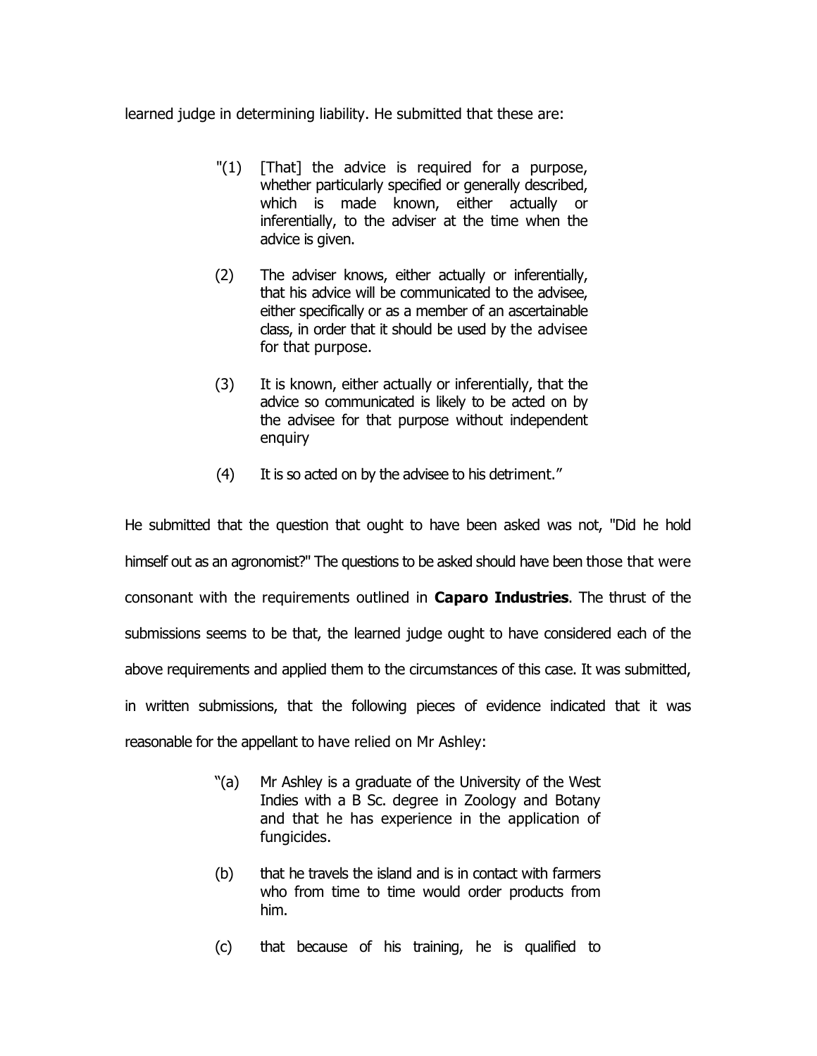learned judge in determining liability. He submitted that these are:

> "(1) [That] the advice is required for a purpose, whether particularly specified or generally described, which is made known, either actually or inferentially, to the adviser at the time when the advice is given.
>
> (2) The adviser knows, either actually or inferentially, that his advice will be communicated to the advisee, either specifically or as a member of an ascertainable class, in order that it should be used by the advisee for that purpose.
>
> (3) It is known, either actually or inferentially, that the advice so communicated is likely to be acted on by the advisee for that purpose without independent enquiry
>
> (4) It is so acted on by the advisee to his detriment."

He submitted that the question that ought to have been asked was not, "Did he hold himself out as an agronomist?" The questions to be asked should have been those that were consonant with the requirements outlined in **Caparo Industries**. The thrust of the submissions seems to be that, the learned judge ought to have considered each of the above requirements and applied them to the circumstances of this case. It was submitted, in written submissions, that the following pieces of evidence indicated that it was reasonable for the appellant to have relied on Mr Ashley:

> "(a) Mr Ashley is a graduate of the University of the West Indies with a B Sc. degree in Zoology and Botany and that he has experience in the application of fungicides.
>
> (b) that he travels the island and is in contact with farmers who from time to time would order products from him.
>
> (c) that because of his training, he is qualified to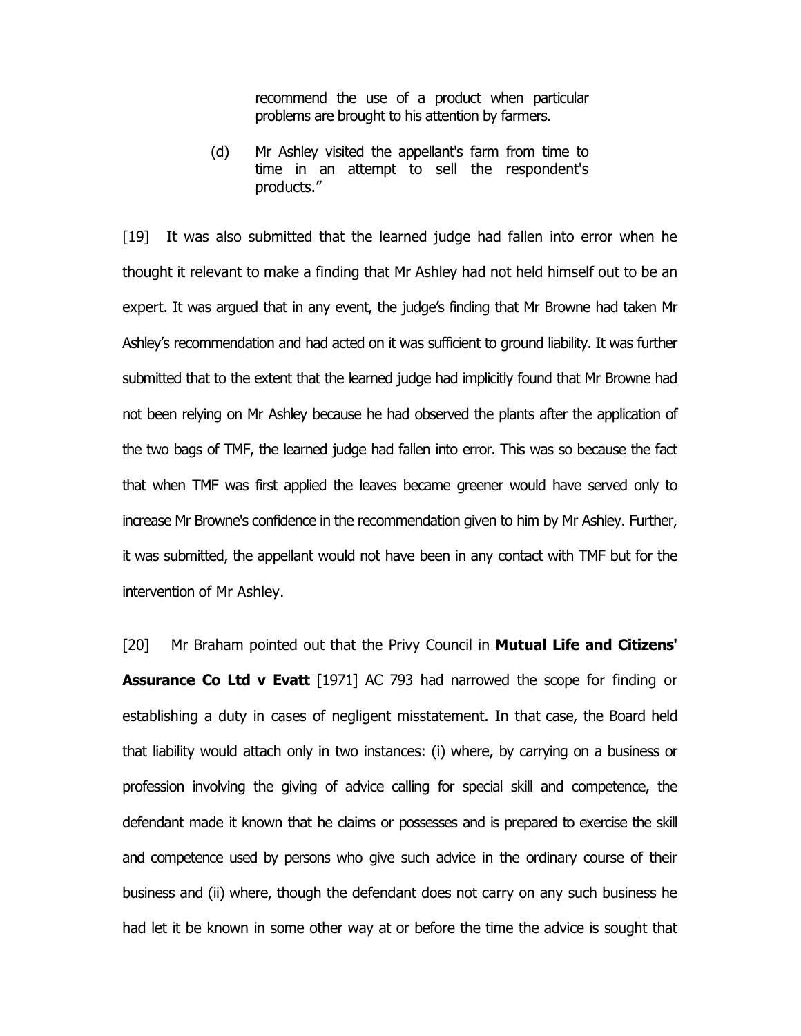> recommend the use of a product when particular problems are brought to his attention by farmers.
>
> (d) Mr Ashley visited the appellant's farm from time to time in an attempt to sell the respondent's products."

[19] It was also submitted that the learned judge had fallen into error when he thought it relevant to make a finding that Mr Ashley had not held himself out to be an expert. It was argued that in any event, the judge's finding that Mr Browne had taken Mr Ashley's recommendation and had acted on it was sufficient to ground liability. It was further submitted that to the extent that the learned judge had implicitly found that Mr Browne had not been relying on Mr Ashley because he had observed the plants after the application of the two bags of TMF, the learned judge had fallen into error. This was so because the fact that when TMF was first applied the leaves became greener would have served only to increase Mr Browne's confidence in the recommendation given to him by Mr Ashley. Further, it was submitted, the appellant would not have been in any contact with TMF but for the intervention of Mr Ashley.

[20] Mr Braham pointed out that the Privy Council in **Mutual Life and Citizens' Assurance Co Ltd v Evatt** [1971] AC 793 had narrowed the scope for finding or establishing a duty in cases of negligent misstatement. In that case, the Board held that liability would attach only in two instances: (i) where, by carrying on a business or profession involving the giving of advice calling for special skill and competence, the defendant made it known that he claims or possesses and is prepared to exercise the skill and competence used by persons who give such advice in the ordinary course of their business and (ii) where, though the defendant does not carry on any such business he had let it be known in some other way at or before the time the advice is sought that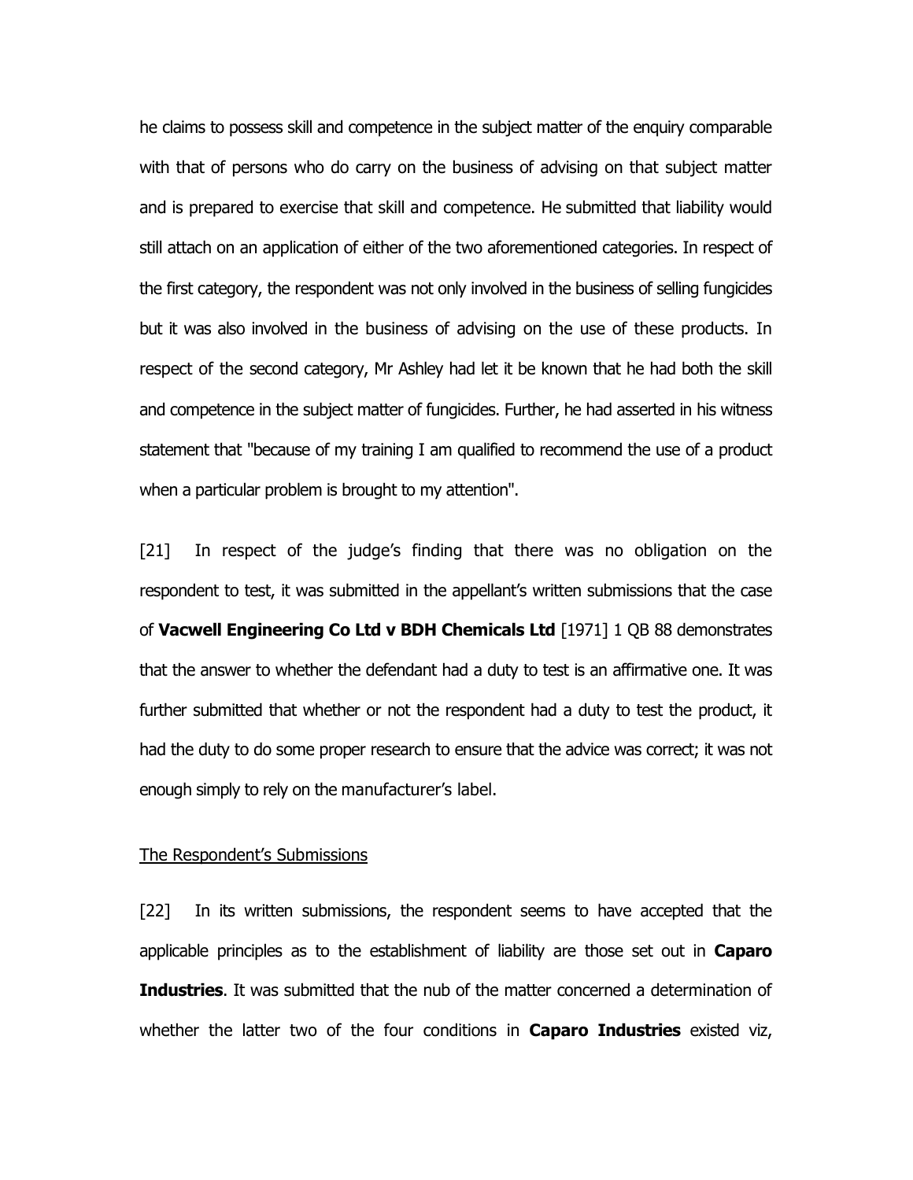he claims to possess skill and competence in the subject matter of the enquiry comparable with that of persons who do carry on the business of advising on that subject matter and is prepared to exercise that skill and competence. He submitted that liability would still attach on an application of either of the two aforementioned categories. In respect of the first category, the respondent was not only involved in the business of selling fungicides but it was also involved in the business of advising on the use of these products. In respect of the second category, Mr Ashley had let it be known that he had both the skill and competence in the subject matter of fungicides. Further, he had asserted in his witness statement that "because of my training I am qualified to recommend the use of a product when a particular problem is brought to my attention".

[21] In respect of the judge's finding that there was no obligation on the respondent to test, it was submitted in the appellant's written submissions that the case of **Vacwell Engineering Co Ltd v BDH Chemicals Ltd** [1971] 1 QB 88 demonstrates that the answer to whether the defendant had a duty to test is an affirmative one. It was further submitted that whether or not the respondent had a duty to test the product, it had the duty to do some proper research to ensure that the advice was correct; it was not enough simply to rely on the manufacturer's label.

<u>The Respondent's Submissions</u>

[22] In its written submissions, the respondent seems to have accepted that the applicable principles as to the establishment of liability are those set out in **Caparo Industries**. It was submitted that the nub of the matter concerned a determination of whether the latter two of the four conditions in **Caparo Industries** existed viz,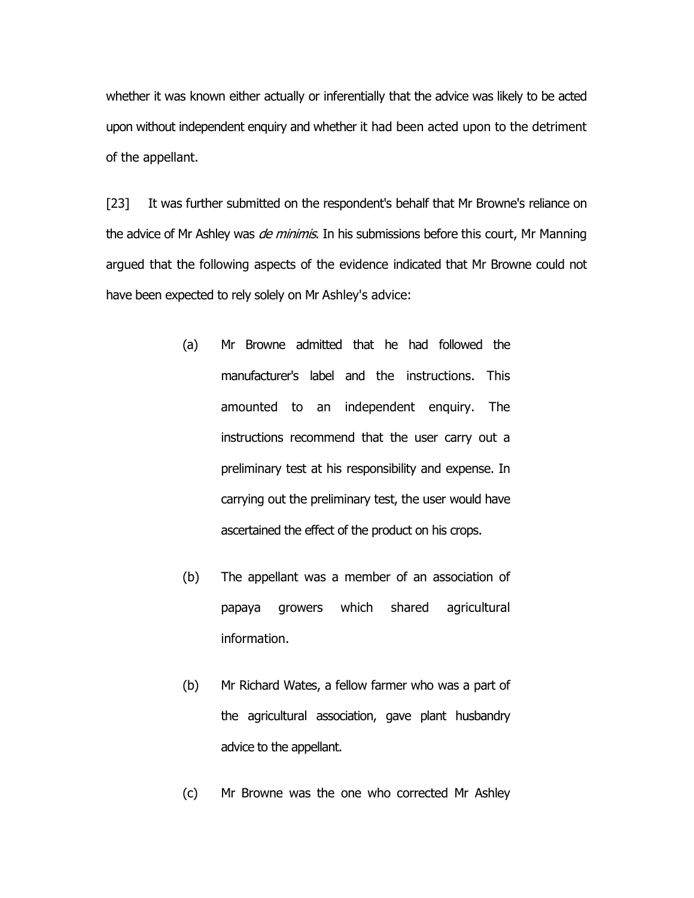whether it was known either actually or inferentially that the advice was likely to be acted upon without independent enquiry and whether it had been acted upon to the detriment of the appellant.

[23] It was further submitted on the respondent's behalf that Mr Browne's reliance on the advice of Mr Ashley was *de minimis*. In his submissions before this court, Mr Manning argued that the following aspects of the evidence indicated that Mr Browne could not have been expected to rely solely on Mr Ashley's advice:

> (a) Mr Browne admitted that he had followed the manufacturer's label and the instructions. This amounted to an independent enquiry. The instructions recommend that the user carry out a preliminary test at his responsibility and expense. In carrying out the preliminary test, the user would have ascertained the effect of the product on his crops.
>
> (b) The appellant was a member of an association of papaya growers which shared agricultural information.
>
> (b) Mr Richard Wates, a fellow farmer who was a part of the agricultural association, gave plant husbandry advice to the appellant.
>
> (c) Mr Browne was the one who corrected Mr Ashley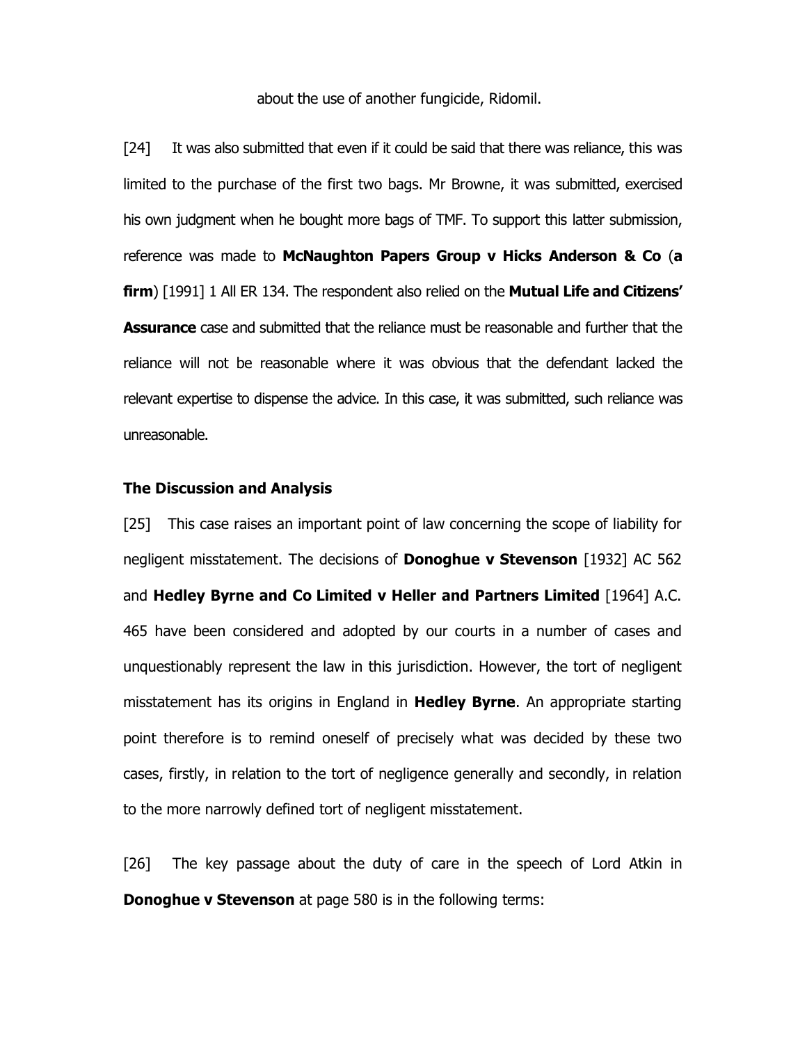about the use of another fungicide, Ridomil.

[24] It was also submitted that even if it could be said that there was reliance, this was limited to the purchase of the first two bags. Mr Browne, it was submitted, exercised his own judgment when he bought more bags of TMF. To support this latter submission, reference was made to **McNaughton Papers Group v Hicks Anderson & Co** (**a firm**) [1991] 1 All ER 134. The respondent also relied on the **Mutual Life and Citizens' Assurance** case and submitted that the reliance must be reasonable and further that the reliance will not be reasonable where it was obvious that the defendant lacked the relevant expertise to dispense the advice. In this case, it was submitted, such reliance was unreasonable.

**The Discussion and Analysis**

[25] This case raises an important point of law concerning the scope of liability for negligent misstatement. The decisions of **Donoghue v Stevenson** [1932] AC 562 and **Hedley Byrne and Co Limited v Heller and Partners Limited** [1964] A.C. 465 have been considered and adopted by our courts in a number of cases and unquestionably represent the law in this jurisdiction. However, the tort of negligent misstatement has its origins in England in **Hedley Byrne**. An appropriate starting point therefore is to remind oneself of precisely what was decided by these two cases, firstly, in relation to the tort of negligence generally and secondly, in relation to the more narrowly defined tort of negligent misstatement.

[26] The key passage about the duty of care in the speech of Lord Atkin in **Donoghue v Stevenson** at page 580 is in the following terms: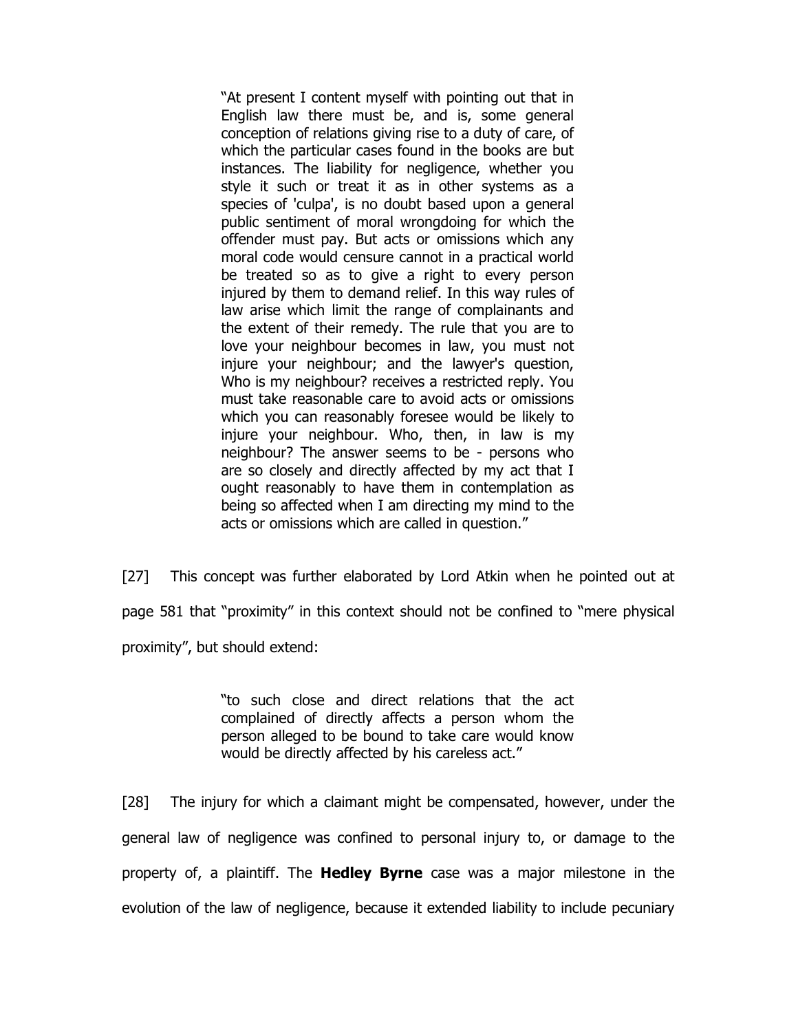> "At present I content myself with pointing out that in English law there must be, and is, some general conception of relations giving rise to a duty of care, of which the particular cases found in the books are but instances. The liability for negligence, whether you style it such or treat it as in other systems as a species of 'culpa', is no doubt based upon a general public sentiment of moral wrongdoing for which the offender must pay. But acts or omissions which any moral code would censure cannot in a practical world be treated so as to give a right to every person injured by them to demand relief. In this way rules of law arise which limit the range of complainants and the extent of their remedy. The rule that you are to love your neighbour becomes in law, you must not injure your neighbour; and the lawyer's question, Who is my neighbour? receives a restricted reply. You must take reasonable care to avoid acts or omissions which you can reasonably foresee would be likely to injure your neighbour. Who, then, in law is my neighbour? The answer seems to be - persons who are so closely and directly affected by my act that I ought reasonably to have them in contemplation as being so affected when I am directing my mind to the acts or omissions which are called in question."

[27] This concept was further elaborated by Lord Atkin when he pointed out at page 581 that "proximity" in this context should not be confined to "mere physical proximity", but should extend:

> "to such close and direct relations that the act complained of directly affects a person whom the person alleged to be bound to take care would know would be directly affected by his careless act."

[28] The injury for which a claimant might be compensated, however, under the general law of negligence was confined to personal injury to, or damage to the property of, a plaintiff. The **Hedley Byrne** case was a major milestone in the evolution of the law of negligence, because it extended liability to include pecuniary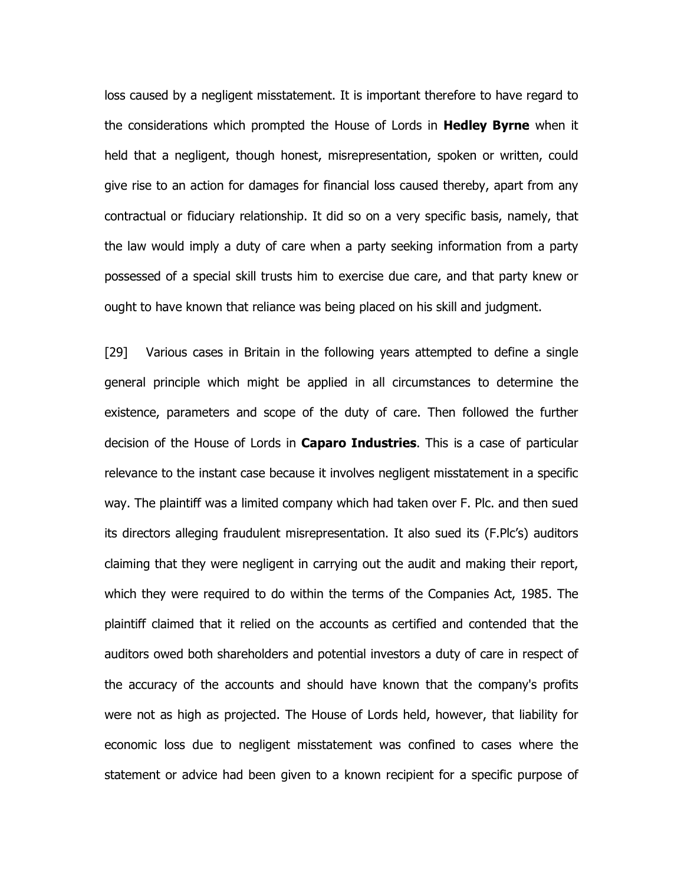loss caused by a negligent misstatement. It is important therefore to have regard to the considerations which prompted the House of Lords in **Hedley Byrne** when it held that a negligent, though honest, misrepresentation, spoken or written, could give rise to an action for damages for financial loss caused thereby, apart from any contractual or fiduciary relationship. It did so on a very specific basis, namely, that the law would imply a duty of care when a party seeking information from a party possessed of a special skill trusts him to exercise due care, and that party knew or ought to have known that reliance was being placed on his skill and judgment.

[29] Various cases in Britain in the following years attempted to define a single general principle which might be applied in all circumstances to determine the existence, parameters and scope of the duty of care. Then followed the further decision of the House of Lords in **Caparo Industries**. This is a case of particular relevance to the instant case because it involves negligent misstatement in a specific way. The plaintiff was a limited company which had taken over F. Plc. and then sued its directors alleging fraudulent misrepresentation. It also sued its (F.Plc's) auditors claiming that they were negligent in carrying out the audit and making their report, which they were required to do within the terms of the Companies Act, 1985. The plaintiff claimed that it relied on the accounts as certified and contended that the auditors owed both shareholders and potential investors a duty of care in respect of the accuracy of the accounts and should have known that the company's profits were not as high as projected. The House of Lords held, however, that liability for economic loss due to negligent misstatement was confined to cases where the statement or advice had been given to a known recipient for a specific purpose of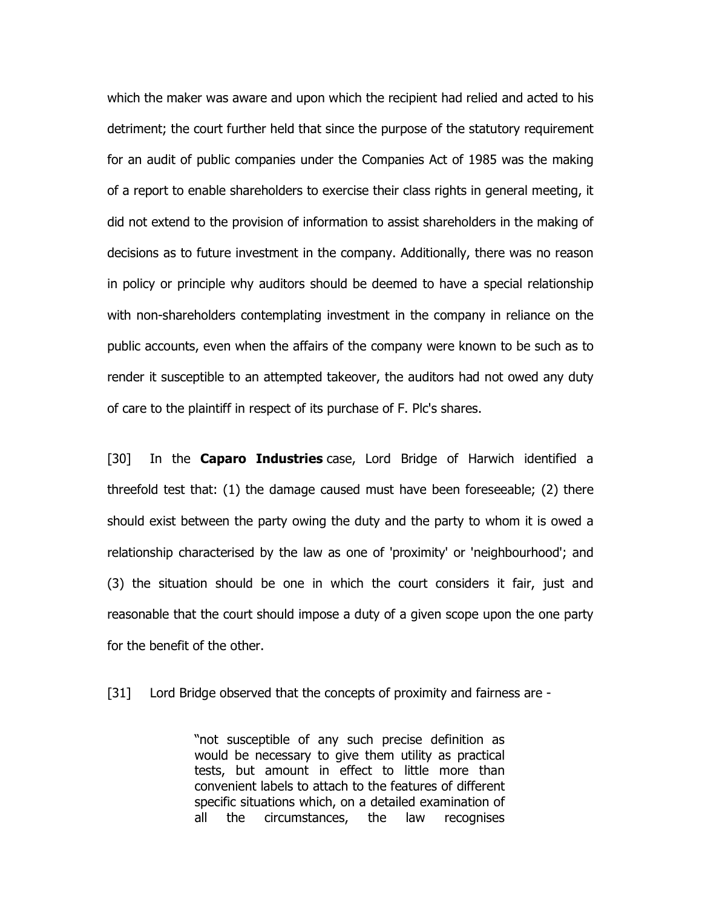which the maker was aware and upon which the recipient had relied and acted to his detriment; the court further held that since the purpose of the statutory requirement for an audit of public companies under the Companies Act of 1985 was the making of a report to enable shareholders to exercise their class rights in general meeting, it did not extend to the provision of information to assist shareholders in the making of decisions as to future investment in the company. Additionally, there was no reason in policy or principle why auditors should be deemed to have a special relationship with non-shareholders contemplating investment in the company in reliance on the public accounts, even when the affairs of the company were known to be such as to render it susceptible to an attempted takeover, the auditors had not owed any duty of care to the plaintiff in respect of its purchase of F. Plc's shares.

[30] In the **Caparo Industries** case, Lord Bridge of Harwich identified a threefold test that: (1) the damage caused must have been foreseeable; (2) there should exist between the party owing the duty and the party to whom it is owed a relationship characterised by the law as one of 'proximity' or 'neighbourhood'; and (3) the situation should be one in which the court considers it fair, just and reasonable that the court should impose a duty of a given scope upon the one party for the benefit of the other.

[31] Lord Bridge observed that the concepts of proximity and fairness are -

> "not susceptible of any such precise definition as would be necessary to give them utility as practical tests, but amount in effect to little more than convenient labels to attach to the features of different specific situations which, on a detailed examination of all the circumstances, the law recognises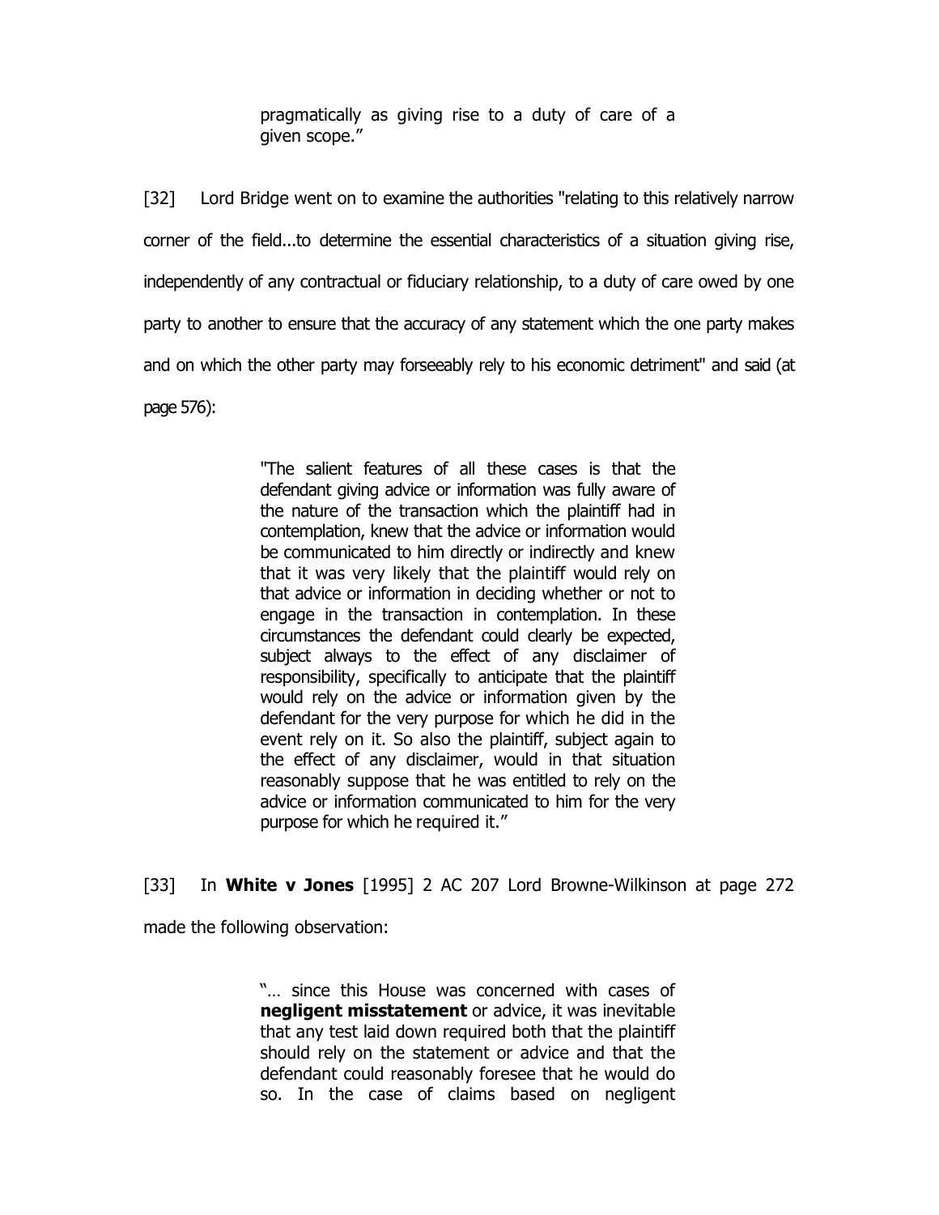> pragmatically as giving rise to a duty of care of a given scope."

[32] Lord Bridge went on to examine the authorities "relating to this relatively narrow corner of the field...to determine the essential characteristics of a situation giving rise, independently of any contractual or fiduciary relationship, to a duty of care owed by one party to another to ensure that the accuracy of any statement which the one party makes and on which the other party may forseeably rely to his economic detriment" and said (at page 576):

> "The salient features of all these cases is that the defendant giving advice or information was fully aware of the nature of the transaction which the plaintiff had in contemplation, knew that the advice or information would be communicated to him directly or indirectly and knew that it was very likely that the plaintiff would rely on that advice or information in deciding whether or not to engage in the transaction in contemplation. In these circumstances the defendant could clearly be expected, subject always to the effect of any disclaimer of responsibility, specifically to anticipate that the plaintiff would rely on the advice or information given by the defendant for the very purpose for which he did in the event rely on it. So also the plaintiff, subject again to the effect of any disclaimer, would in that situation reasonably suppose that he was entitled to rely on the advice or information communicated to him for the very purpose for which he required it."

[33] In **White v Jones** [1995] 2 AC 207 Lord Browne-Wilkinson at page 272 made the following observation:

> "… since this House was concerned with cases of **negligent misstatement** or advice, it was inevitable that any test laid down required both that the plaintiff should rely on the statement or advice and that the defendant could reasonably foresee that he would do so. In the case of claims based on negligent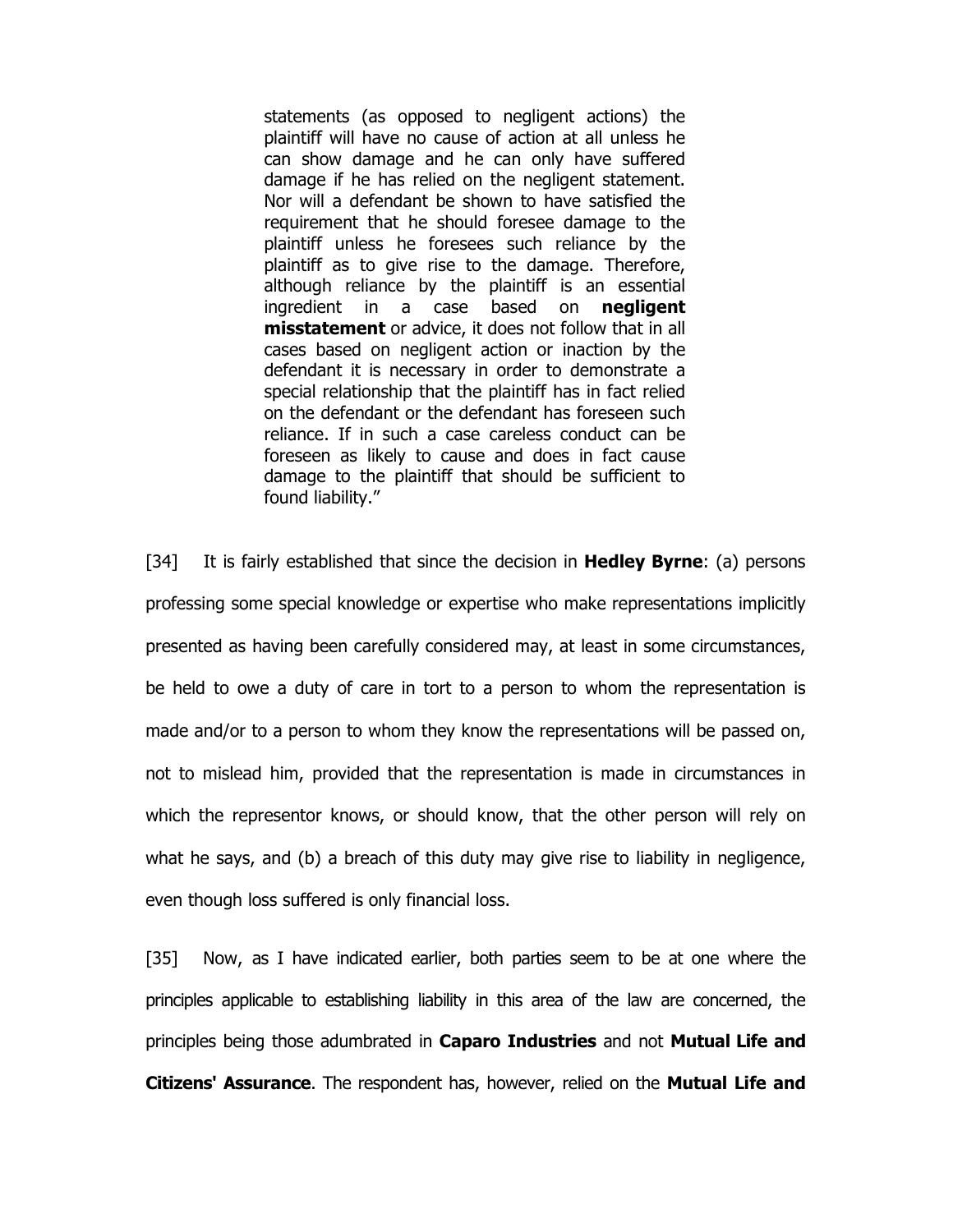> statements (as opposed to negligent actions) the plaintiff will have no cause of action at all unless he can show damage and he can only have suffered damage if he has relied on the negligent statement. Nor will a defendant be shown to have satisfied the requirement that he should foresee damage to the plaintiff unless he foresees such reliance by the plaintiff as to give rise to the damage. Therefore, although reliance by the plaintiff is an essential ingredient in a case based on **negligent misstatement** or advice, it does not follow that in all cases based on negligent action or inaction by the defendant it is necessary in order to demonstrate a special relationship that the plaintiff has in fact relied on the defendant or the defendant has foreseen such reliance. If in such a case careless conduct can be foreseen as likely to cause and does in fact cause damage to the plaintiff that should be sufficient to found liability."

[34] It is fairly established that since the decision in **Hedley Byrne**: (a) persons professing some special knowledge or expertise who make representations implicitly presented as having been carefully considered may, at least in some circumstances, be held to owe a duty of care in tort to a person to whom the representation is made and/or to a person to whom they know the representations will be passed on, not to mislead him, provided that the representation is made in circumstances in which the representor knows, or should know, that the other person will rely on what he says, and (b) a breach of this duty may give rise to liability in negligence, even though loss suffered is only financial loss.

[35] Now, as I have indicated earlier, both parties seem to be at one where the principles applicable to establishing liability in this area of the law are concerned, the principles being those adumbrated in **Caparo Industries** and not **Mutual Life and Citizens' Assurance**. The respondent has, however, relied on the **Mutual Life and**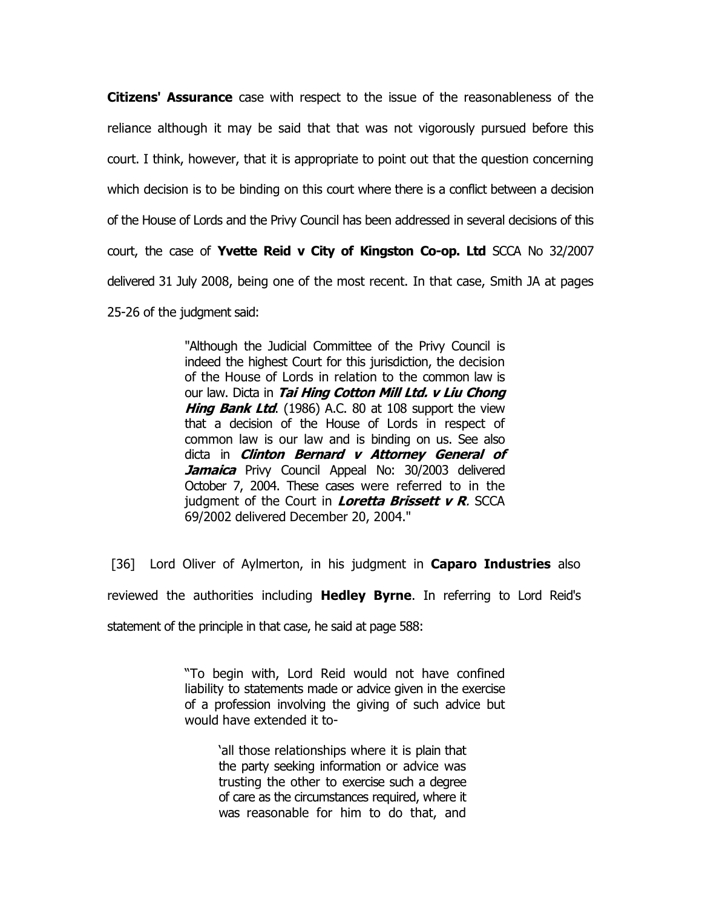**Citizens' Assurance** case with respect to the issue of the reasonableness of the reliance although it may be said that that was not vigorously pursued before this court. I think, however, that it is appropriate to point out that the question concerning which decision is to be binding on this court where there is a conflict between a decision of the House of Lords and the Privy Council has been addressed in several decisions of this court, the case of **Yvette Reid v City of Kingston Co-op. Ltd** SCCA No 32/2007 delivered 31 July 2008, being one of the most recent. In that case, Smith JA at pages 25-26 of the judgment said:

> "Although the Judicial Committee of the Privy Council is indeed the highest Court for this jurisdiction, the decision of the House of Lords in relation to the common law is our law. Dicta in ***Tai Hing Cotton Mill Ltd. v Liu Chong Hing Bank Ltd***. (1986) A.C. 80 at 108 support the view that a decision of the House of Lords in respect of common law is our law and is binding on us. See also dicta in ***Clinton Bernard v Attorney General of Jamaica*** Privy Council Appeal No: 30/2003 delivered October 7, 2004. These cases were referred to in the judgment of the Court in ***Loretta Brissett v R***. SCCA 69/2002 delivered December 20, 2004."

[36] Lord Oliver of Aylmerton, in his judgment in **Caparo Industries** also reviewed the authorities including **Hedley Byrne**. In referring to Lord Reid's statement of the principle in that case, he said at page 588:

> "To begin with, Lord Reid would not have confined liability to statements made or advice given in the exercise of a profession involving the giving of such advice but would have extended it to-
>
> > 'all those relationships where it is plain that the party seeking information or advice was trusting the other to exercise such a degree of care as the circumstances required, where it was reasonable for him to do that, and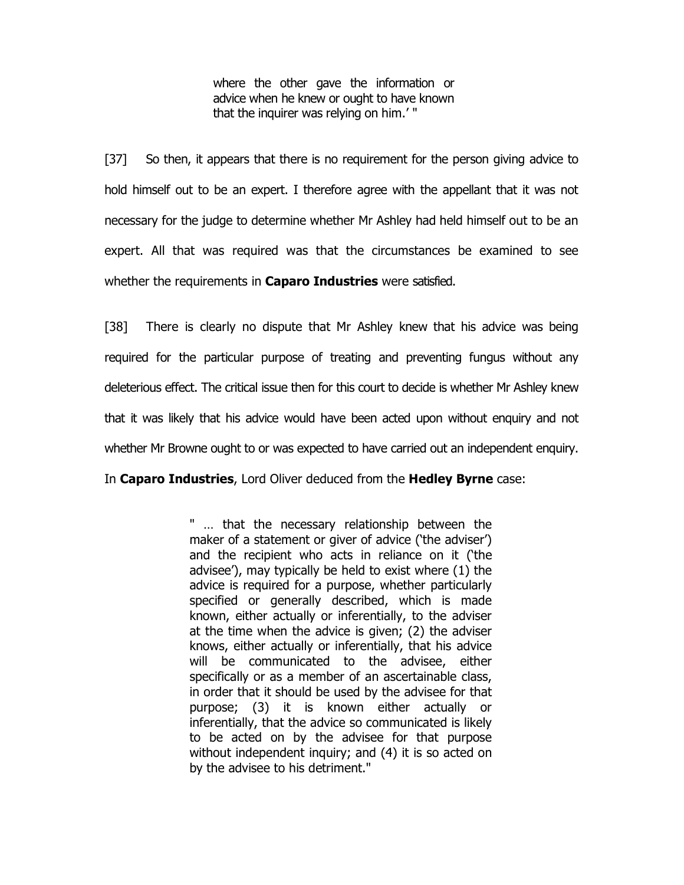> where the other gave the information or advice when he knew or ought to have known that the inquirer was relying on him.' "

[37] So then, it appears that there is no requirement for the person giving advice to hold himself out to be an expert. I therefore agree with the appellant that it was not necessary for the judge to determine whether Mr Ashley had held himself out to be an expert. All that was required was that the circumstances be examined to see whether the requirements in **Caparo Industries** were satisfied.

[38] There is clearly no dispute that Mr Ashley knew that his advice was being required for the particular purpose of treating and preventing fungus without any deleterious effect. The critical issue then for this court to decide is whether Mr Ashley knew that it was likely that his advice would have been acted upon without enquiry and not whether Mr Browne ought to or was expected to have carried out an independent enquiry. In **Caparo Industries**, Lord Oliver deduced from the **Hedley Byrne** case:

> " … that the necessary relationship between the maker of a statement or giver of advice ('the adviser') and the recipient who acts in reliance on it ('the advisee'), may typically be held to exist where (1) the advice is required for a purpose, whether particularly specified or generally described, which is made known, either actually or inferentially, to the adviser at the time when the advice is given; (2) the adviser knows, either actually or inferentially, that his advice will be communicated to the advisee, either specifically or as a member of an ascertainable class, in order that it should be used by the advisee for that purpose; (3) it is known either actually or inferentially, that the advice so communicated is likely to be acted on by the advisee for that purpose without independent inquiry; and (4) it is so acted on by the advisee to his detriment."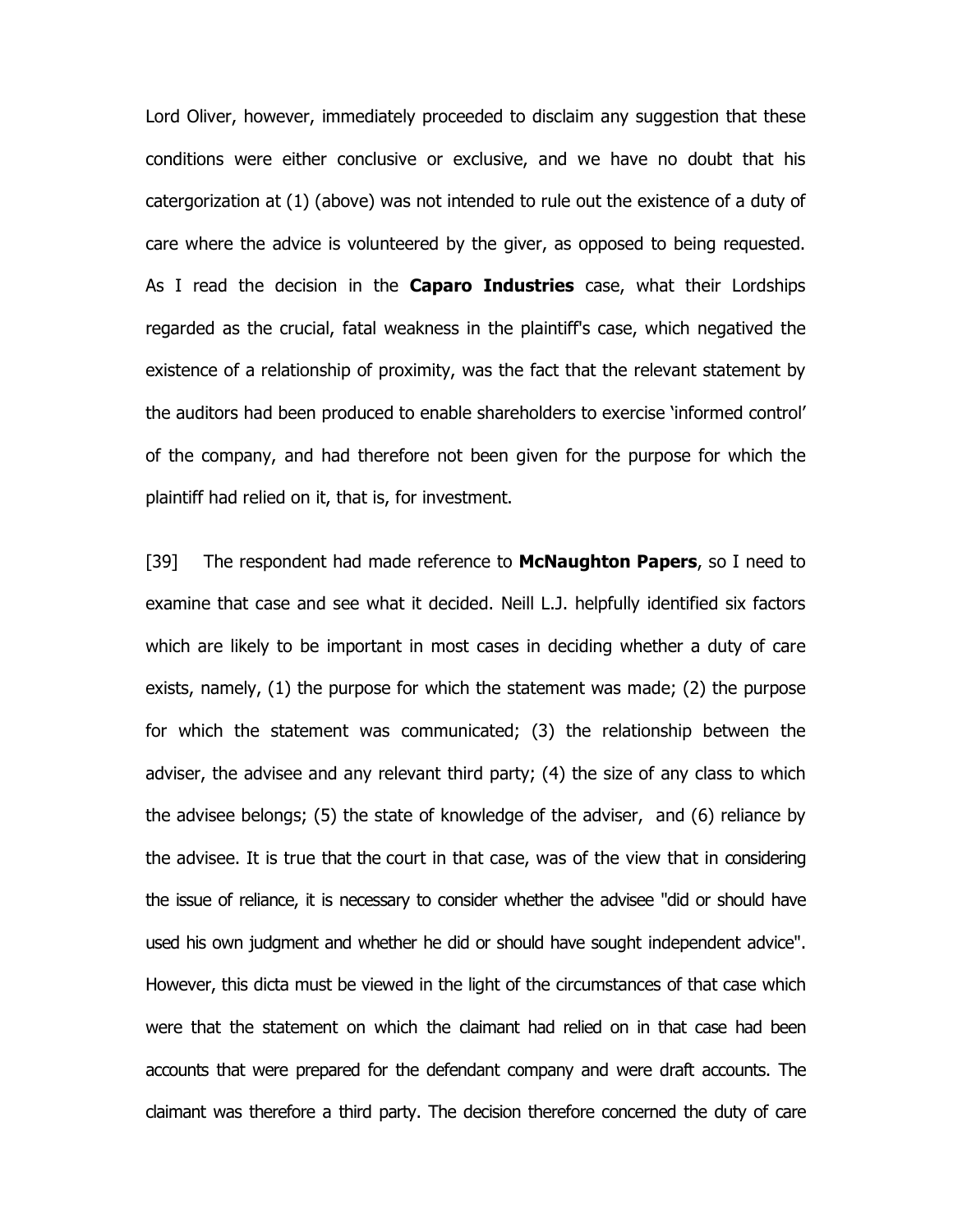Lord Oliver, however, immediately proceeded to disclaim any suggestion that these conditions were either conclusive or exclusive, and we have no doubt that his catergorization at (1) (above) was not intended to rule out the existence of a duty of care where the advice is volunteered by the giver, as opposed to being requested. As I read the decision in the **Caparo Industries** case, what their Lordships regarded as the crucial, fatal weakness in the plaintiff's case, which negatived the existence of a relationship of proximity, was the fact that the relevant statement by the auditors had been produced to enable shareholders to exercise 'informed control' of the company, and had therefore not been given for the purpose for which the plaintiff had relied on it, that is, for investment.

[39] The respondent had made reference to **McNaughton Papers**, so I need to examine that case and see what it decided. Neill L.J. helpfully identified six factors which are likely to be important in most cases in deciding whether a duty of care exists, namely, (1) the purpose for which the statement was made; (2) the purpose for which the statement was communicated; (3) the relationship between the adviser, the advisee and any relevant third party; (4) the size of any class to which the advisee belongs; (5) the state of knowledge of the adviser, and (6) reliance by the advisee. It is true that the court in that case, was of the view that in considering the issue of reliance, it is necessary to consider whether the advisee "did or should have used his own judgment and whether he did or should have sought independent advice". However, this dicta must be viewed in the light of the circumstances of that case which were that the statement on which the claimant had relied on in that case had been accounts that were prepared for the defendant company and were draft accounts. The claimant was therefore a third party. The decision therefore concerned the duty of care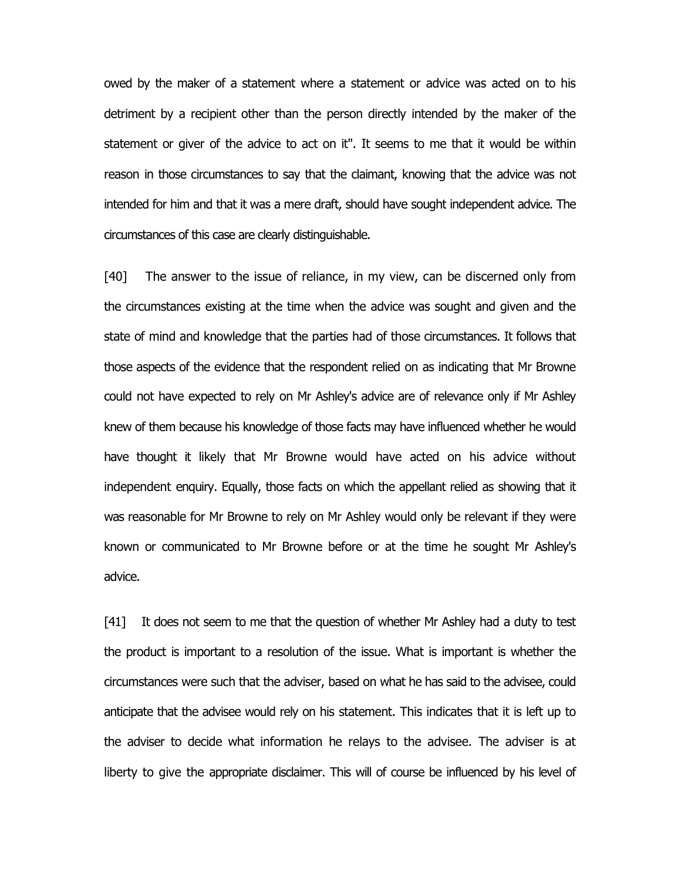owed by the maker of a statement where a statement or advice was acted on to his detriment by a recipient other than the person directly intended by the maker of the statement or giver of the advice to act on it". It seems to me that it would be within reason in those circumstances to say that the claimant, knowing that the advice was not intended for him and that it was a mere draft, should have sought independent advice. The circumstances of this case are clearly distinguishable.

[40] The answer to the issue of reliance, in my view, can be discerned only from the circumstances existing at the time when the advice was sought and given and the state of mind and knowledge that the parties had of those circumstances. It follows that those aspects of the evidence that the respondent relied on as indicating that Mr Browne could not have expected to rely on Mr Ashley's advice are of relevance only if Mr Ashley knew of them because his knowledge of those facts may have influenced whether he would have thought it likely that Mr Browne would have acted on his advice without independent enquiry. Equally, those facts on which the appellant relied as showing that it was reasonable for Mr Browne to rely on Mr Ashley would only be relevant if they were known or communicated to Mr Browne before or at the time he sought Mr Ashley's advice.

[41] It does not seem to me that the question of whether Mr Ashley had a duty to test the product is important to a resolution of the issue. What is important is whether the circumstances were such that the adviser, based on what he has said to the advisee, could anticipate that the advisee would rely on his statement. This indicates that it is left up to the adviser to decide what information he relays to the advisee. The adviser is at liberty to give the appropriate disclaimer. This will of course be influenced by his level of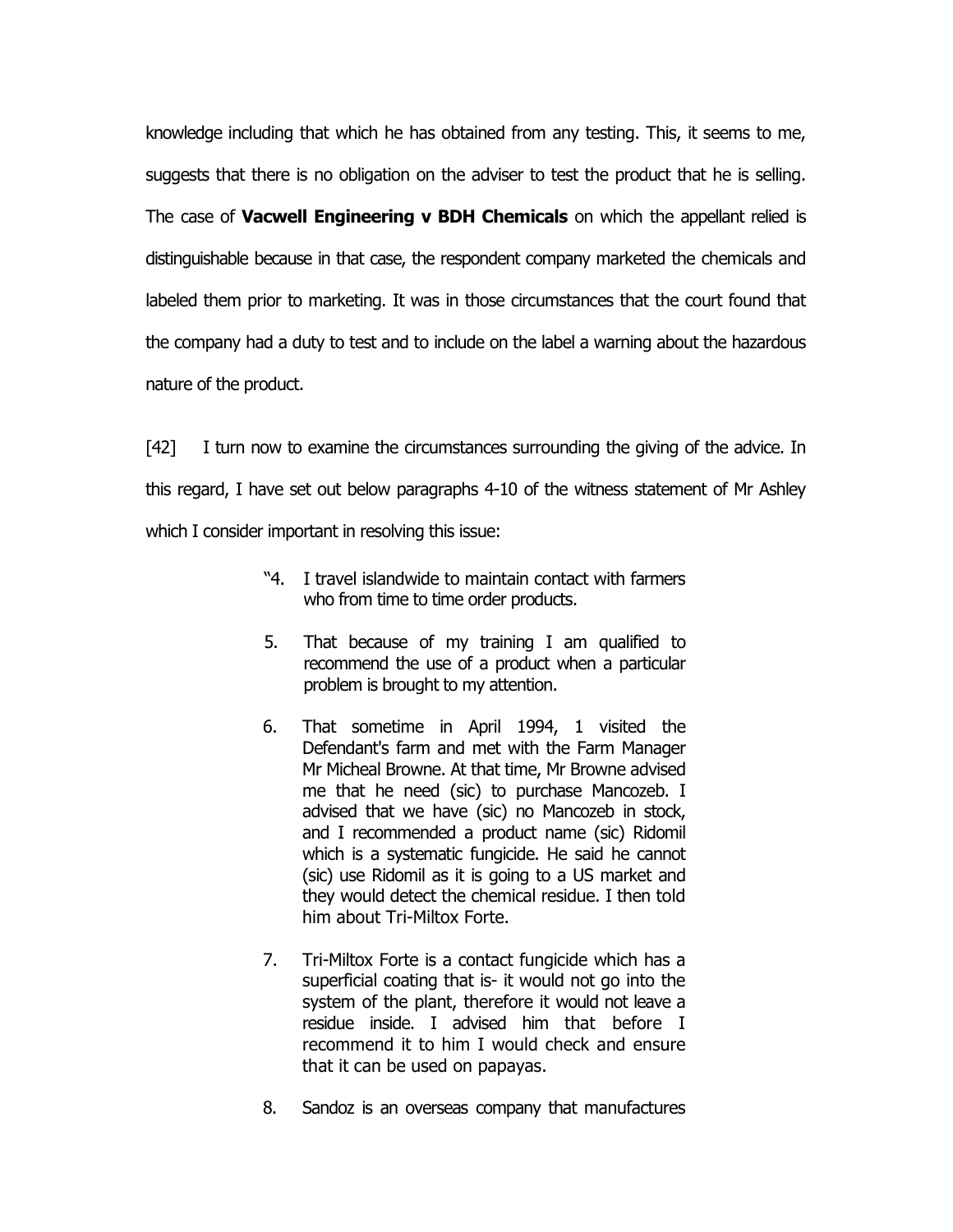knowledge including that which he has obtained from any testing. This, it seems to me, suggests that there is no obligation on the adviser to test the product that he is selling. The case of **Vacwell Engineering v BDH Chemicals** on which the appellant relied is distinguishable because in that case, the respondent company marketed the chemicals and labeled them prior to marketing. It was in those circumstances that the court found that the company had a duty to test and to include on the label a warning about the hazardous nature of the product.

[42] I turn now to examine the circumstances surrounding the giving of the advice. In this regard, I have set out below paragraphs 4-10 of the witness statement of Mr Ashley which I consider important in resolving this issue:

> "4. I travel islandwide to maintain contact with farmers who from time to time order products.
>
> 5. That because of my training I am qualified to recommend the use of a product when a particular problem is brought to my attention.
>
> 6. That sometime in April 1994, 1 visited the Defendant's farm and met with the Farm Manager Mr Micheal Browne. At that time, Mr Browne advised me that he need (sic) to purchase Mancozeb. I advised that we have (sic) no Mancozeb in stock, and I recommended a product name (sic) Ridomil which is a systematic fungicide. He said he cannot (sic) use Ridomil as it is going to a US market and they would detect the chemical residue. I then told him about Tri-Miltox Forte.
>
> 7. Tri-Miltox Forte is a contact fungicide which has a superficial coating that is- it would not go into the system of the plant, therefore it would not leave a residue inside. I advised him that before I recommend it to him I would check and ensure that it can be used on papayas.
>
> 8. Sandoz is an overseas company that manufactures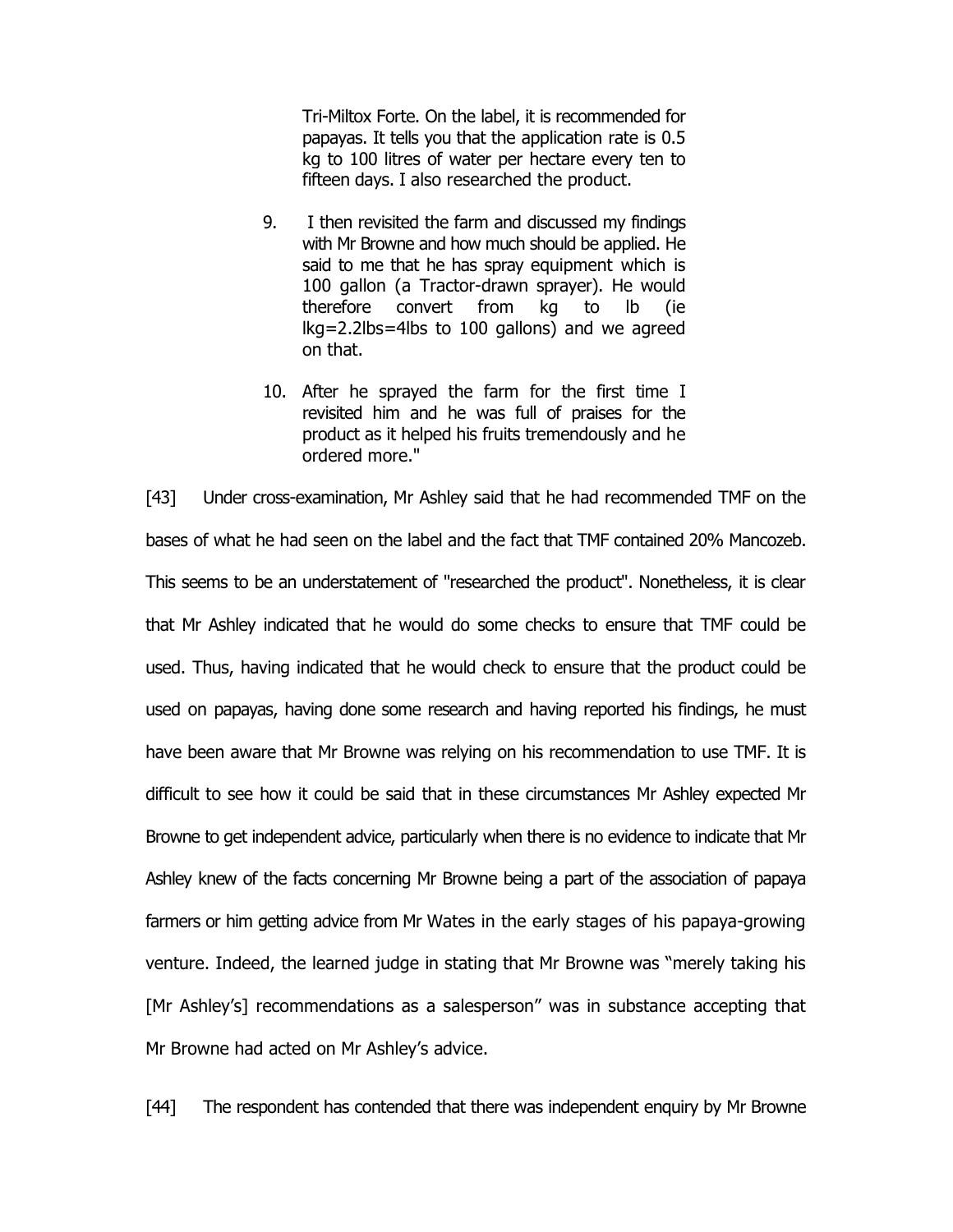> Tri-Miltox Forte. On the label, it is recommended for papayas. It tells you that the application rate is 0.5 kg to 100 litres of water per hectare every ten to fifteen days. I also researched the product.
>
> 9. I then revisited the farm and discussed my findings with Mr Browne and how much should be applied. He said to me that he has spray equipment which is 100 gallon (a Tractor-drawn sprayer). He would therefore convert from kg to lb (ie lkg=2.2lbs=4lbs to 100 gallons) and we agreed on that.
>
> 10. After he sprayed the farm for the first time I revisited him and he was full of praises for the product as it helped his fruits tremendously and he ordered more."

[43] Under cross-examination, Mr Ashley said that he had recommended TMF on the bases of what he had seen on the label and the fact that TMF contained 20% Mancozeb. This seems to be an understatement of "researched the product". Nonetheless, it is clear that Mr Ashley indicated that he would do some checks to ensure that TMF could be used. Thus, having indicated that he would check to ensure that the product could be used on papayas, having done some research and having reported his findings, he must have been aware that Mr Browne was relying on his recommendation to use TMF. It is difficult to see how it could be said that in these circumstances Mr Ashley expected Mr Browne to get independent advice, particularly when there is no evidence to indicate that Mr Ashley knew of the facts concerning Mr Browne being a part of the association of papaya farmers or him getting advice from Mr Wates in the early stages of his papaya-growing venture. Indeed, the learned judge in stating that Mr Browne was "merely taking his [Mr Ashley's] recommendations as a salesperson" was in substance accepting that Mr Browne had acted on Mr Ashley's advice.

[44] The respondent has contended that there was independent enquiry by Mr Browne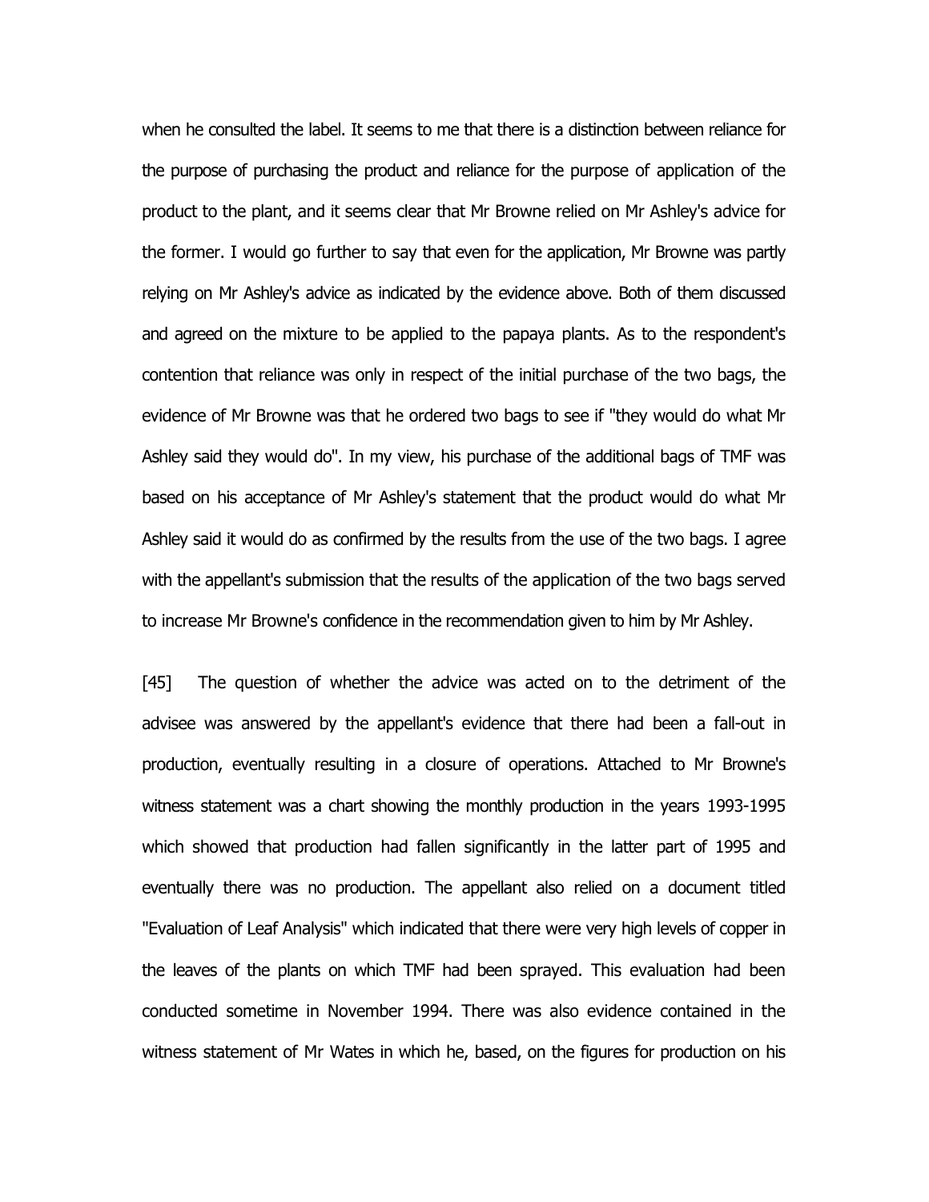when he consulted the label. It seems to me that there is a distinction between reliance for the purpose of purchasing the product and reliance for the purpose of application of the product to the plant, and it seems clear that Mr Browne relied on Mr Ashley's advice for the former. I would go further to say that even for the application, Mr Browne was partly relying on Mr Ashley's advice as indicated by the evidence above. Both of them discussed and agreed on the mixture to be applied to the papaya plants. As to the respondent's contention that reliance was only in respect of the initial purchase of the two bags, the evidence of Mr Browne was that he ordered two bags to see if "they would do what Mr Ashley said they would do". In my view, his purchase of the additional bags of TMF was based on his acceptance of Mr Ashley's statement that the product would do what Mr Ashley said it would do as confirmed by the results from the use of the two bags. I agree with the appellant's submission that the results of the application of the two bags served to increase Mr Browne's confidence in the recommendation given to him by Mr Ashley.

[45] The question of whether the advice was acted on to the detriment of the advisee was answered by the appellant's evidence that there had been a fall-out in production, eventually resulting in a closure of operations. Attached to Mr Browne's witness statement was a chart showing the monthly production in the years 1993-1995 which showed that production had fallen significantly in the latter part of 1995 and eventually there was no production. The appellant also relied on a document titled "Evaluation of Leaf Analysis" which indicated that there were very high levels of copper in the leaves of the plants on which TMF had been sprayed. This evaluation had been conducted sometime in November 1994. There was also evidence contained in the witness statement of Mr Wates in which he, based, on the figures for production on his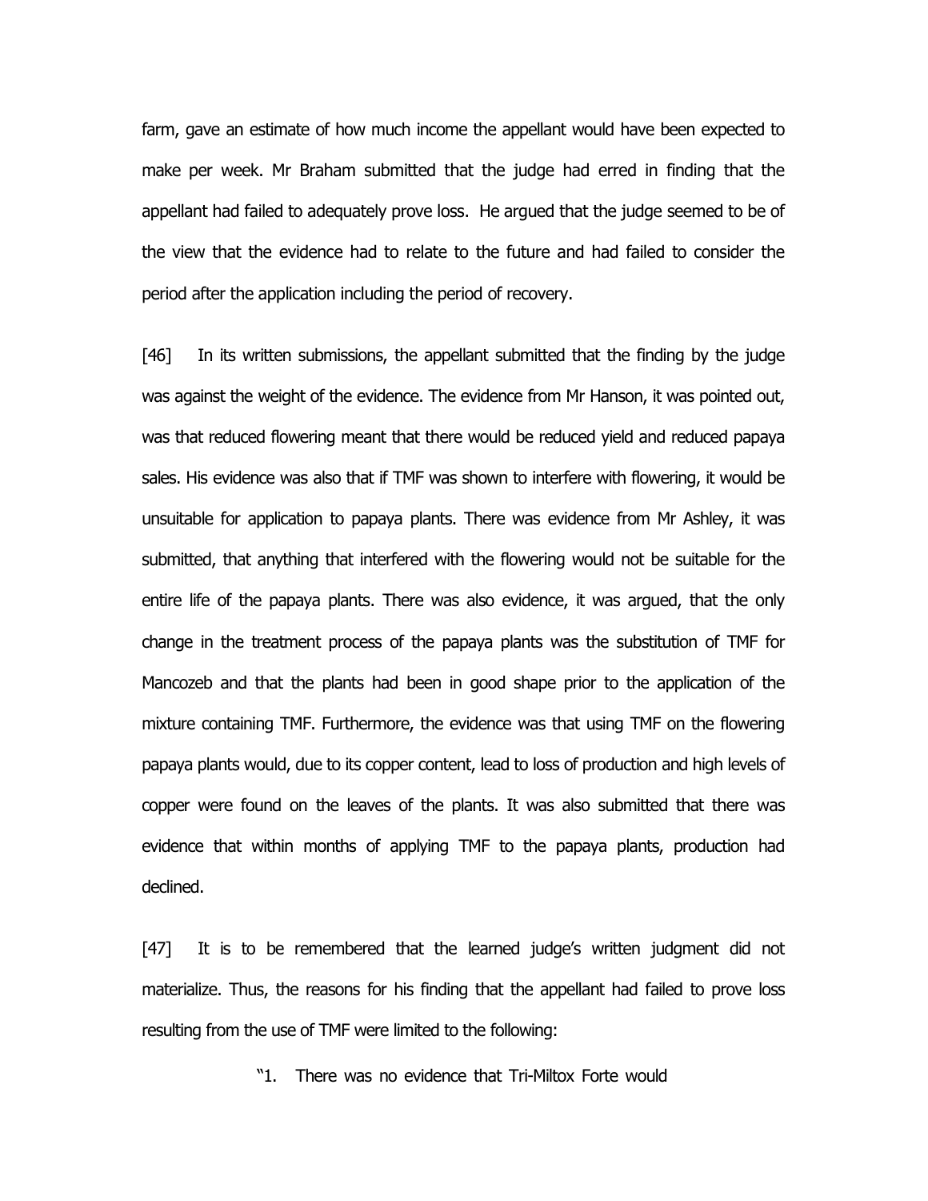farm, gave an estimate of how much income the appellant would have been expected to make per week. Mr Braham submitted that the judge had erred in finding that the appellant had failed to adequately prove loss. He argued that the judge seemed to be of the view that the evidence had to relate to the future and had failed to consider the period after the application including the period of recovery.

[46] In its written submissions, the appellant submitted that the finding by the judge was against the weight of the evidence. The evidence from Mr Hanson, it was pointed out, was that reduced flowering meant that there would be reduced yield and reduced papaya sales. His evidence was also that if TMF was shown to interfere with flowering, it would be unsuitable for application to papaya plants. There was evidence from Mr Ashley, it was submitted, that anything that interfered with the flowering would not be suitable for the entire life of the papaya plants. There was also evidence, it was argued, that the only change in the treatment process of the papaya plants was the substitution of TMF for Mancozeb and that the plants had been in good shape prior to the application of the mixture containing TMF. Furthermore, the evidence was that using TMF on the flowering papaya plants would, due to its copper content, lead to loss of production and high levels of copper were found on the leaves of the plants. It was also submitted that there was evidence that within months of applying TMF to the papaya plants, production had declined.

[47] It is to be remembered that the learned judge's written judgment did not materialize. Thus, the reasons for his finding that the appellant had failed to prove loss resulting from the use of TMF were limited to the following:

> "1. There was no evidence that Tri-Miltox Forte would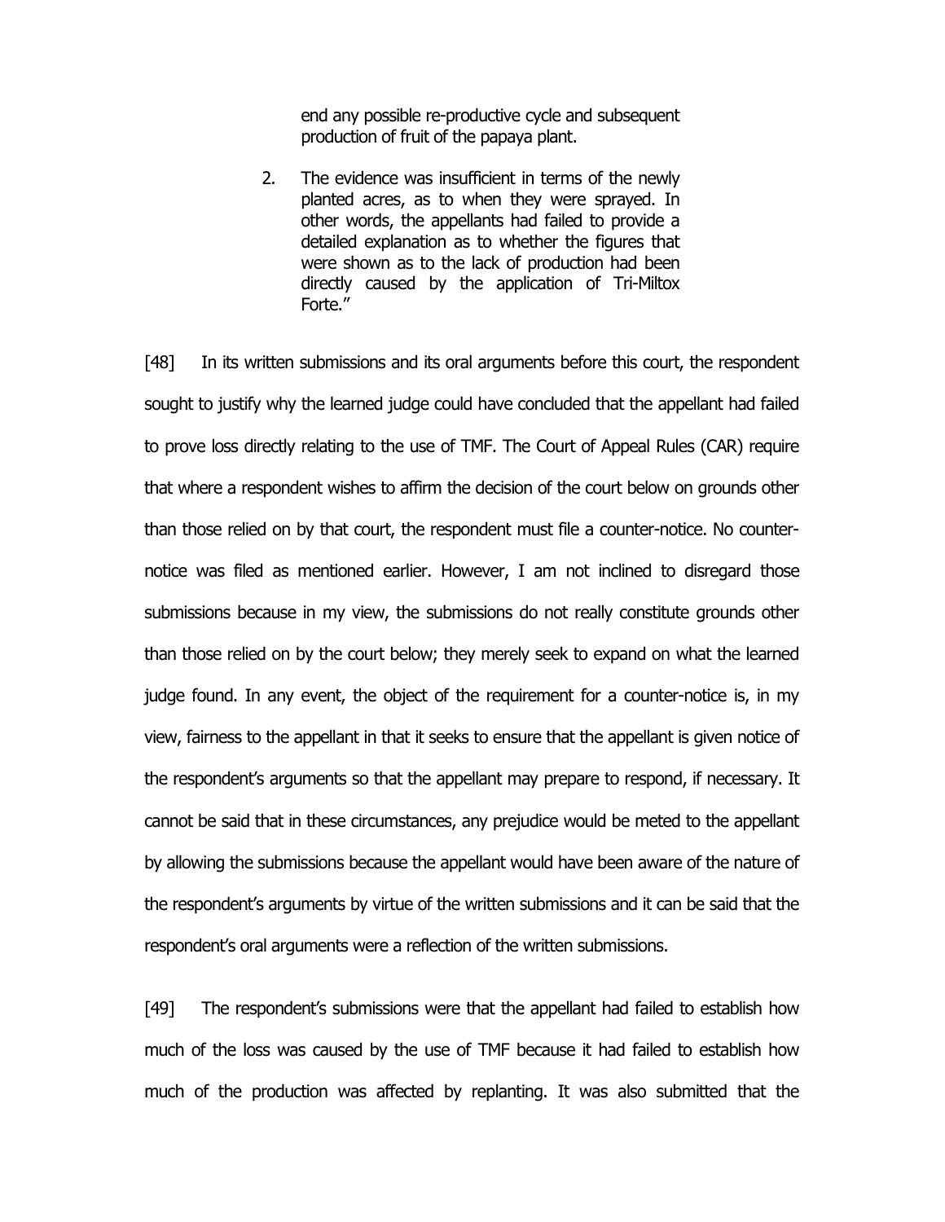> end any possible re-productive cycle and subsequent production of fruit of the papaya plant.
>
> 2. The evidence was insufficient in terms of the newly planted acres, as to when they were sprayed. In other words, the appellants had failed to provide a detailed explanation as to whether the figures that were shown as to the lack of production had been directly caused by the application of Tri-Miltox Forte."

[48] In its written submissions and its oral arguments before this court, the respondent sought to justify why the learned judge could have concluded that the appellant had failed to prove loss directly relating to the use of TMF. The Court of Appeal Rules (CAR) require that where a respondent wishes to affirm the decision of the court below on grounds other than those relied on by that court, the respondent must file a counter-notice. No counter-notice was filed as mentioned earlier. However, I am not inclined to disregard those submissions because in my view, the submissions do not really constitute grounds other than those relied on by the court below; they merely seek to expand on what the learned judge found. In any event, the object of the requirement for a counter-notice is, in my view, fairness to the appellant in that it seeks to ensure that the appellant is given notice of the respondent's arguments so that the appellant may prepare to respond, if necessary. It cannot be said that in these circumstances, any prejudice would be meted to the appellant by allowing the submissions because the appellant would have been aware of the nature of the respondent's arguments by virtue of the written submissions and it can be said that the respondent's oral arguments were a reflection of the written submissions.

[49] The respondent's submissions were that the appellant had failed to establish how much of the loss was caused by the use of TMF because it had failed to establish how much of the production was affected by replanting. It was also submitted that the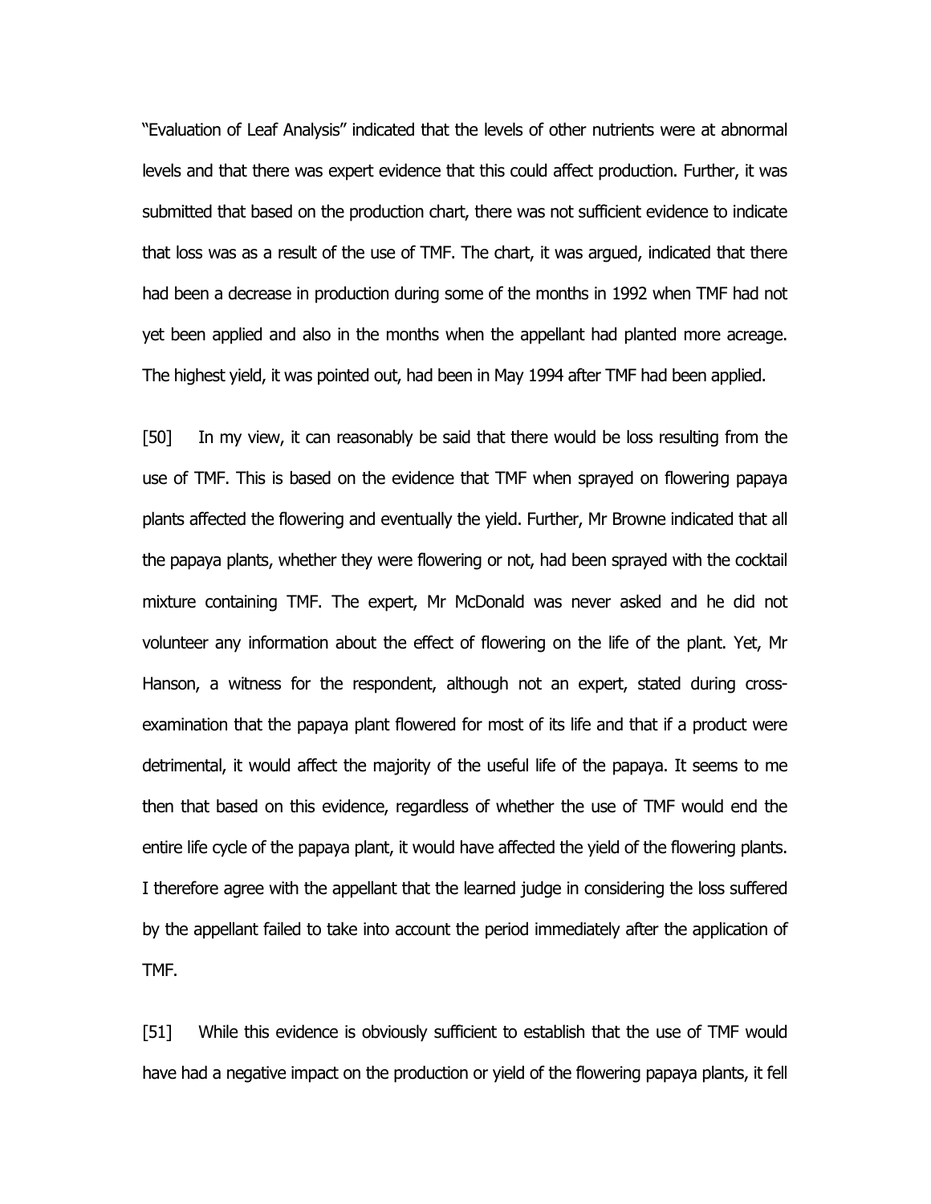"Evaluation of Leaf Analysis" indicated that the levels of other nutrients were at abnormal levels and that there was expert evidence that this could affect production. Further, it was submitted that based on the production chart, there was not sufficient evidence to indicate that loss was as a result of the use of TMF. The chart, it was argued, indicated that there had been a decrease in production during some of the months in 1992 when TMF had not yet been applied and also in the months when the appellant had planted more acreage. The highest yield, it was pointed out, had been in May 1994 after TMF had been applied.

[50] In my view, it can reasonably be said that there would be loss resulting from the use of TMF. This is based on the evidence that TMF when sprayed on flowering papaya plants affected the flowering and eventually the yield. Further, Mr Browne indicated that all the papaya plants, whether they were flowering or not, had been sprayed with the cocktail mixture containing TMF. The expert, Mr McDonald was never asked and he did not volunteer any information about the effect of flowering on the life of the plant. Yet, Mr Hanson, a witness for the respondent, although not an expert, stated during cross-examination that the papaya plant flowered for most of its life and that if a product were detrimental, it would affect the majority of the useful life of the papaya. It seems to me then that based on this evidence, regardless of whether the use of TMF would end the entire life cycle of the papaya plant, it would have affected the yield of the flowering plants. I therefore agree with the appellant that the learned judge in considering the loss suffered by the appellant failed to take into account the period immediately after the application of TMF.

[51] While this evidence is obviously sufficient to establish that the use of TMF would have had a negative impact on the production or yield of the flowering papaya plants, it fell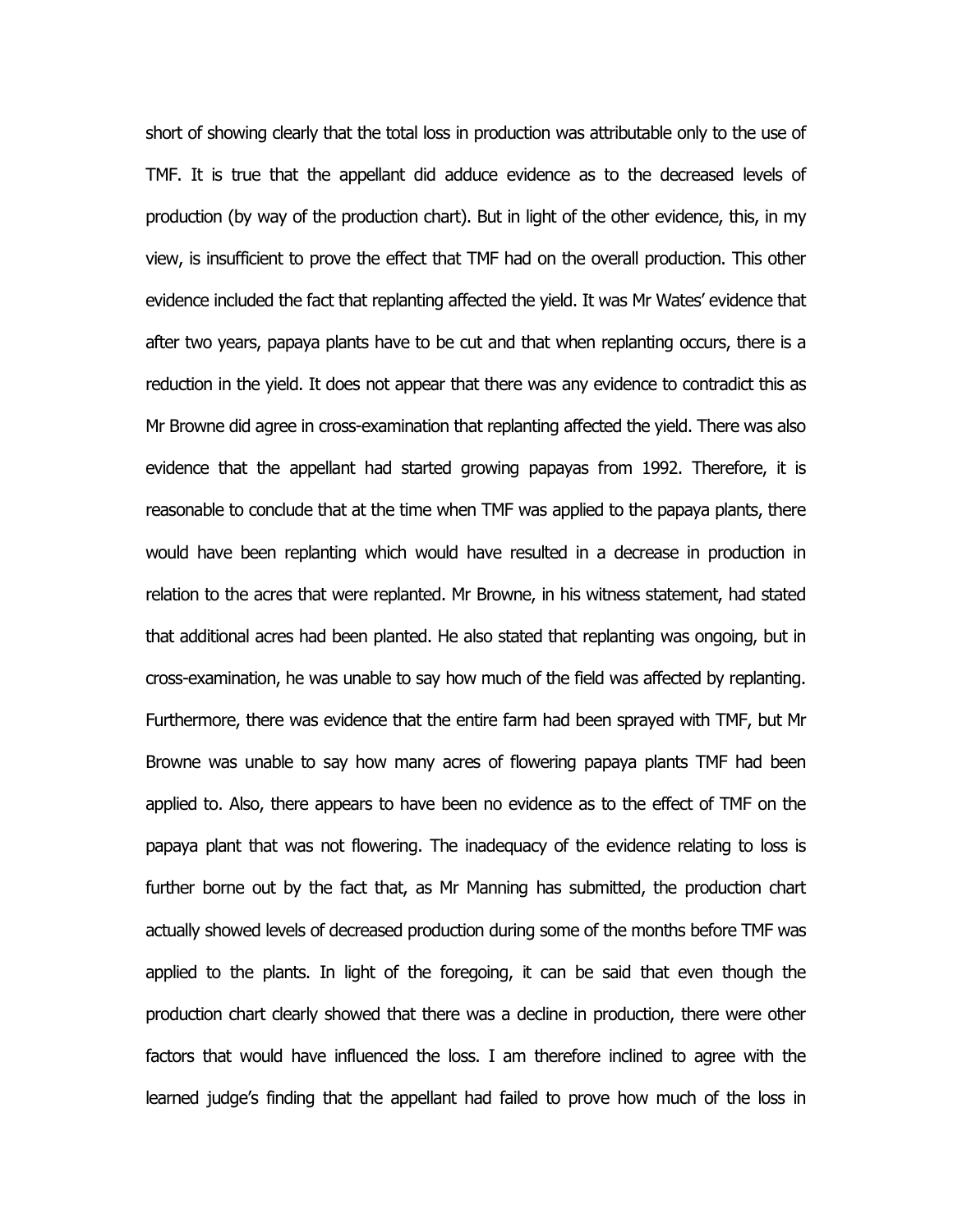short of showing clearly that the total loss in production was attributable only to the use of TMF. It is true that the appellant did adduce evidence as to the decreased levels of production (by way of the production chart). But in light of the other evidence, this, in my view, is insufficient to prove the effect that TMF had on the overall production. This other evidence included the fact that replanting affected the yield. It was Mr Wates' evidence that after two years, papaya plants have to be cut and that when replanting occurs, there is a reduction in the yield. It does not appear that there was any evidence to contradict this as Mr Browne did agree in cross-examination that replanting affected the yield. There was also evidence that the appellant had started growing papayas from 1992. Therefore, it is reasonable to conclude that at the time when TMF was applied to the papaya plants, there would have been replanting which would have resulted in a decrease in production in relation to the acres that were replanted. Mr Browne, in his witness statement, had stated that additional acres had been planted. He also stated that replanting was ongoing, but in cross-examination, he was unable to say how much of the field was affected by replanting. Furthermore, there was evidence that the entire farm had been sprayed with TMF, but Mr Browne was unable to say how many acres of flowering papaya plants TMF had been applied to. Also, there appears to have been no evidence as to the effect of TMF on the papaya plant that was not flowering. The inadequacy of the evidence relating to loss is further borne out by the fact that, as Mr Manning has submitted, the production chart actually showed levels of decreased production during some of the months before TMF was applied to the plants. In light of the foregoing, it can be said that even though the production chart clearly showed that there was a decline in production, there were other factors that would have influenced the loss. I am therefore inclined to agree with the learned judge's finding that the appellant had failed to prove how much of the loss in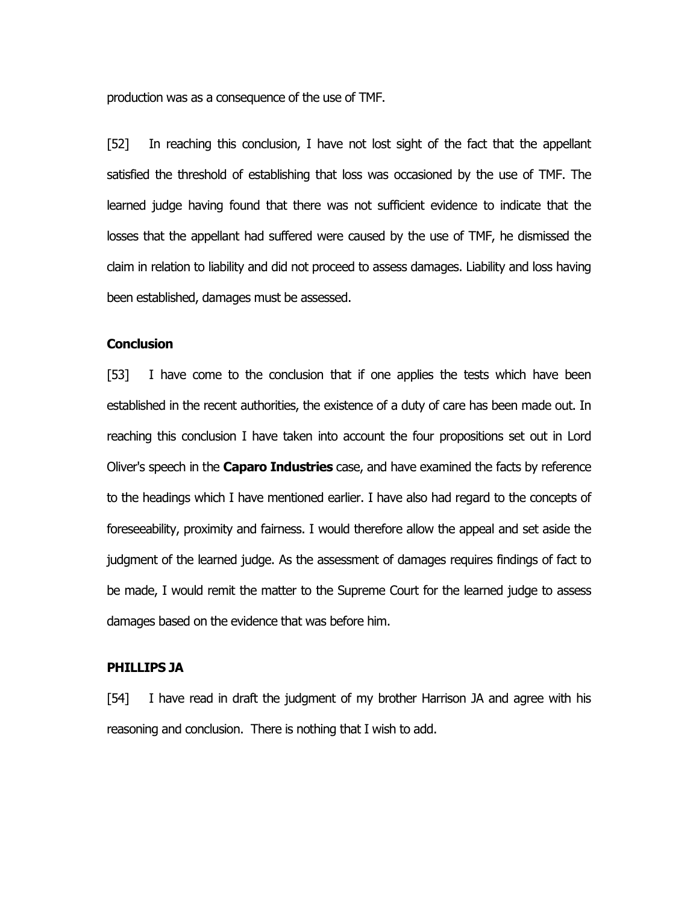production was as a consequence of the use of TMF.

[52] In reaching this conclusion, I have not lost sight of the fact that the appellant satisfied the threshold of establishing that loss was occasioned by the use of TMF. The learned judge having found that there was not sufficient evidence to indicate that the losses that the appellant had suffered were caused by the use of TMF, he dismissed the claim in relation to liability and did not proceed to assess damages. Liability and loss having been established, damages must be assessed.

### Conclusion

[53] I have come to the conclusion that if one applies the tests which have been established in the recent authorities, the existence of a duty of care has been made out. In reaching this conclusion I have taken into account the four propositions set out in Lord Oliver's speech in the **Caparo Industries** case, and have examined the facts by reference to the headings which I have mentioned earlier. I have also had regard to the concepts of foreseeability, proximity and fairness. I would therefore allow the appeal and set aside the judgment of the learned judge. As the assessment of damages requires findings of fact to be made, I would remit the matter to the Supreme Court for the learned judge to assess damages based on the evidence that was before him.

### PHILLIPS JA

[54] I have read in draft the judgment of my brother Harrison JA and agree with his reasoning and conclusion. There is nothing that I wish to add.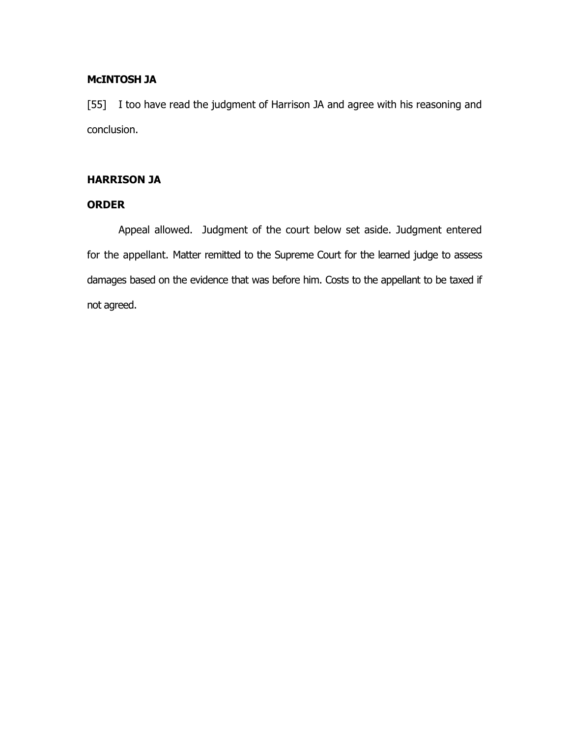**McINTOSH JA**

[55] I too have read the judgment of Harrison JA and agree with his reasoning and conclusion.

**HARRISON JA**

**ORDER**

Appeal allowed. Judgment of the court below set aside. Judgment entered for the appellant. Matter remitted to the Supreme Court for the learned judge to assess damages based on the evidence that was before him. Costs to the appellant to be taxed if not agreed.